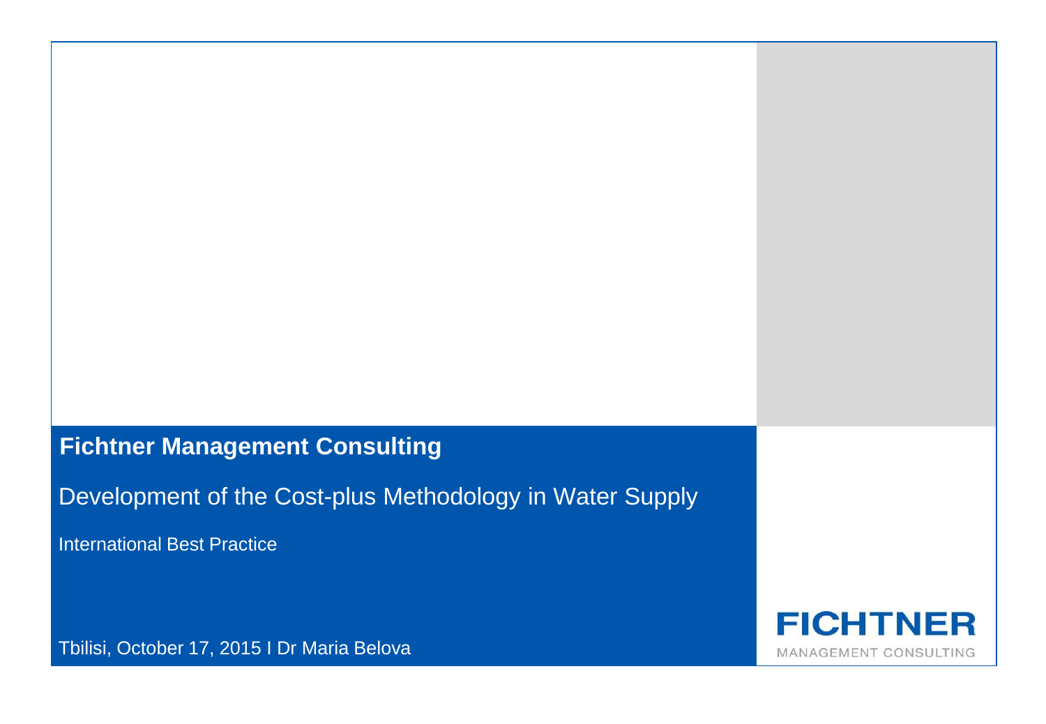**Fichtner Management Consulting**

# Development of the Cost-plus Methodology in Water Supply

International Best Practice

Tbilisi, October 17, 2015 I Dr Maria Belova

FICHTNER
MANAGEMENT CONSULTING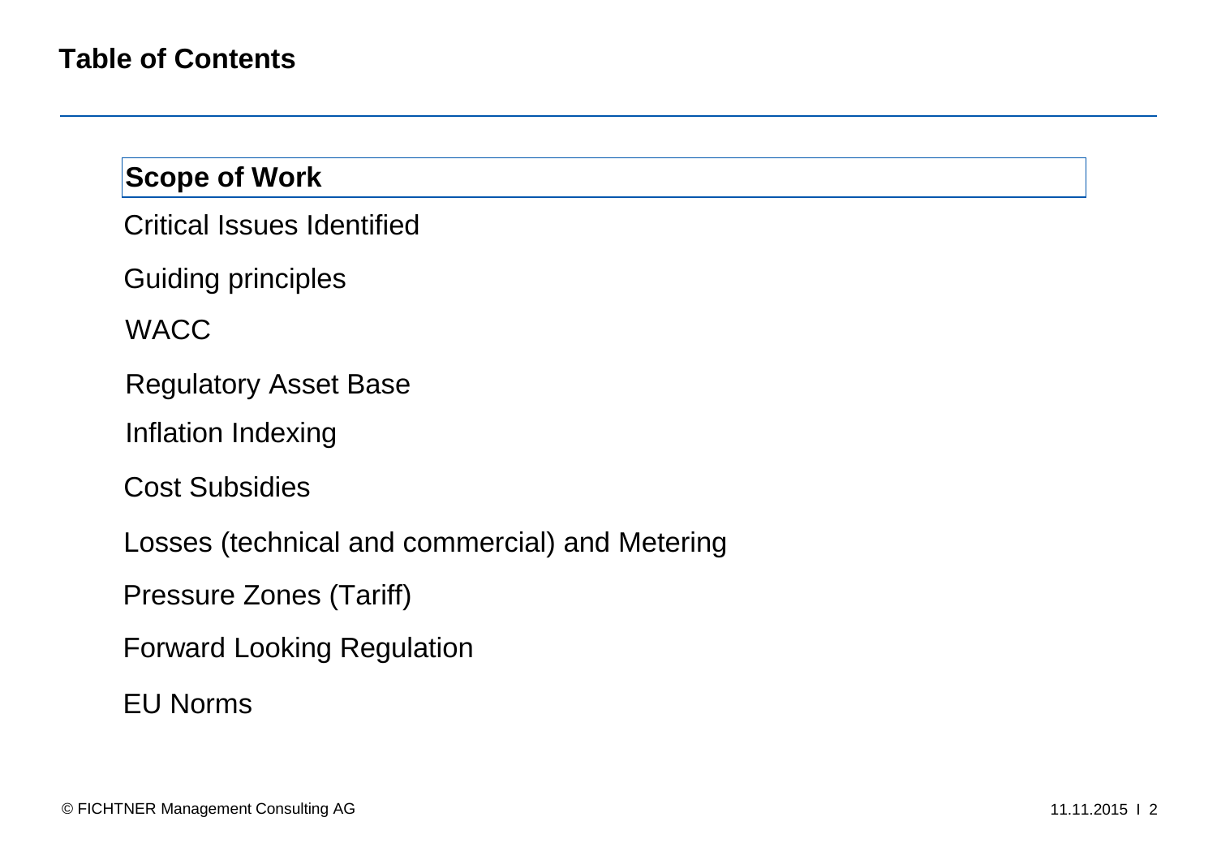# Table of Contents

**Scope of Work**

Critical Issues Identified

Guiding principles

WACC

Regulatory Asset Base

Inflation Indexing

Cost Subsidies

Losses (technical and commercial) and Metering

Pressure Zones (Tariff)

Forward Looking Regulation

EU Norms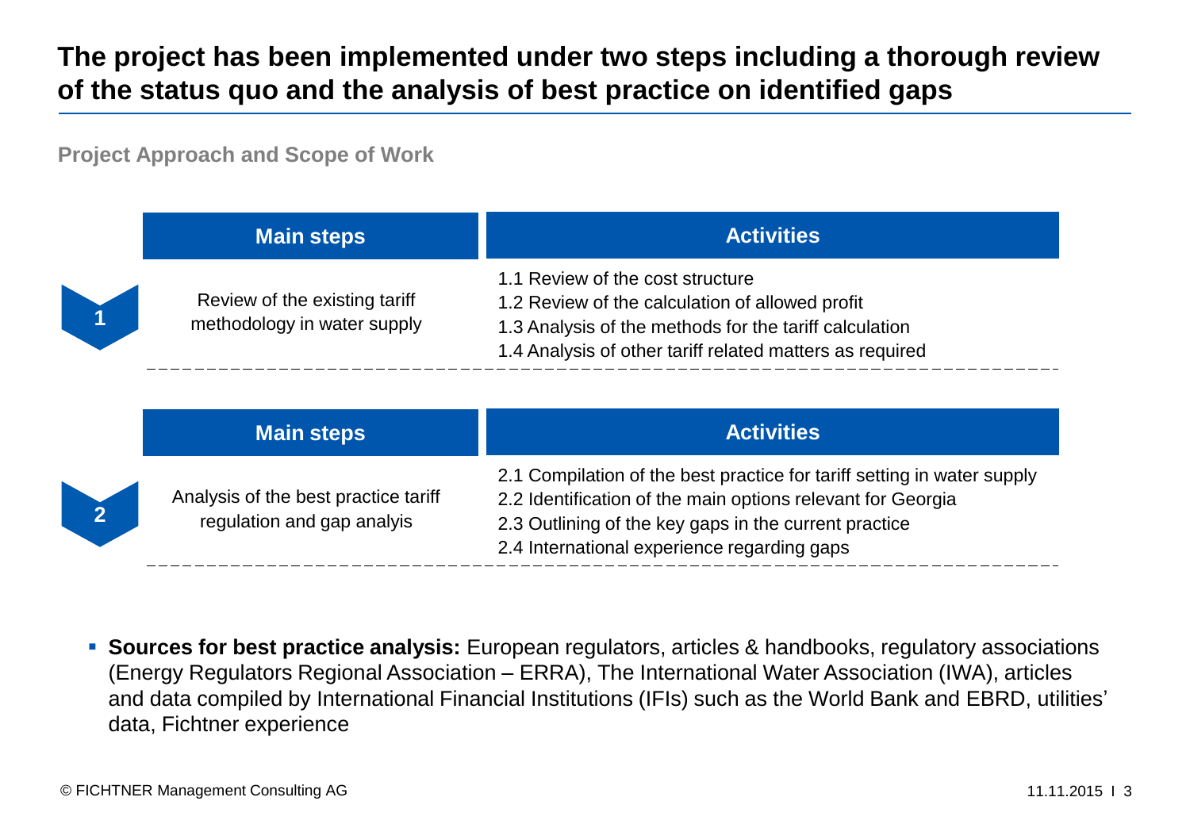# The project has been implemented under two steps including a thorough review of the status quo and the analysis of best practice on identified gaps

**Project Approach and Scope of Work**

| | Main steps | Activities |
|---|---|---|
| 1 | Review of the existing tariff methodology in water supply | 1.1 Review of the cost structure<br>1.2 Review of the calculation of allowed profit<br>1.3 Analysis of the methods for the tariff calculation<br>1.4 Analysis of other tariff related matters as required |

| | Main steps | Activities |
|---|---|---|
| 2 | Analysis of the best practice tariff regulation and gap analyis | 2.1 Compilation of the best practice for tariff setting in water supply<br>2.2 Identification of the main options relevant for Georgia<br>2.3 Outlining of the key gaps in the current practice<br>2.4 International experience regarding gaps |

- **Sources for best practice analysis:** European regulators, articles & handbooks, regulatory associations (Energy Regulators Regional Association – ERRA), The International Water Association (IWA), articles and data compiled by International Financial Institutions (IFIs) such as the World Bank and EBRD, utilities' data, Fichtner experience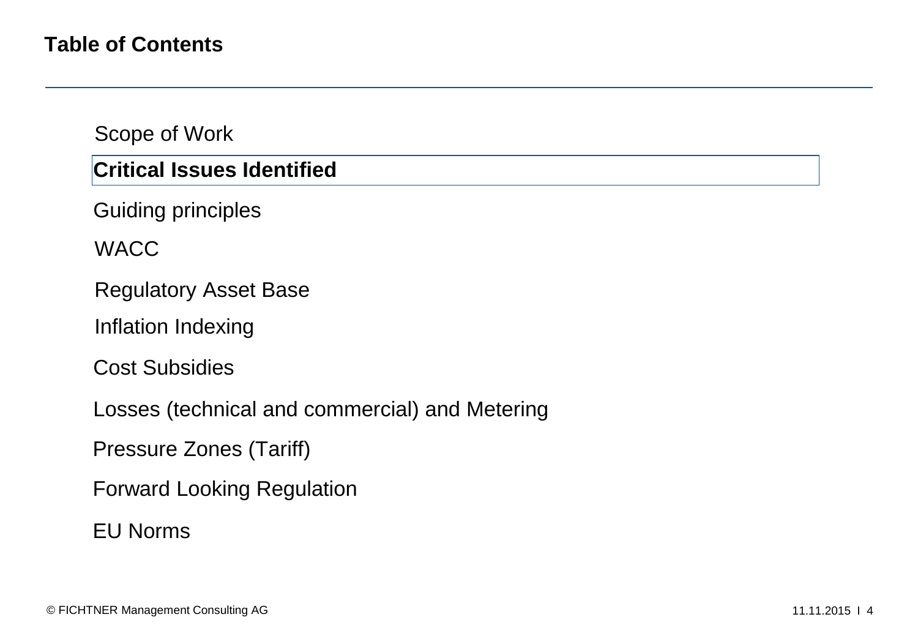# Table of Contents

- Scope of Work
- **Critical Issues Identified**
- Guiding principles
- WACC
- Regulatory Asset Base
- Inflation Indexing
- Cost Subsidies
- Losses (technical and commercial) and Metering
- Pressure Zones (Tariff)
- Forward Looking Regulation
- EU Norms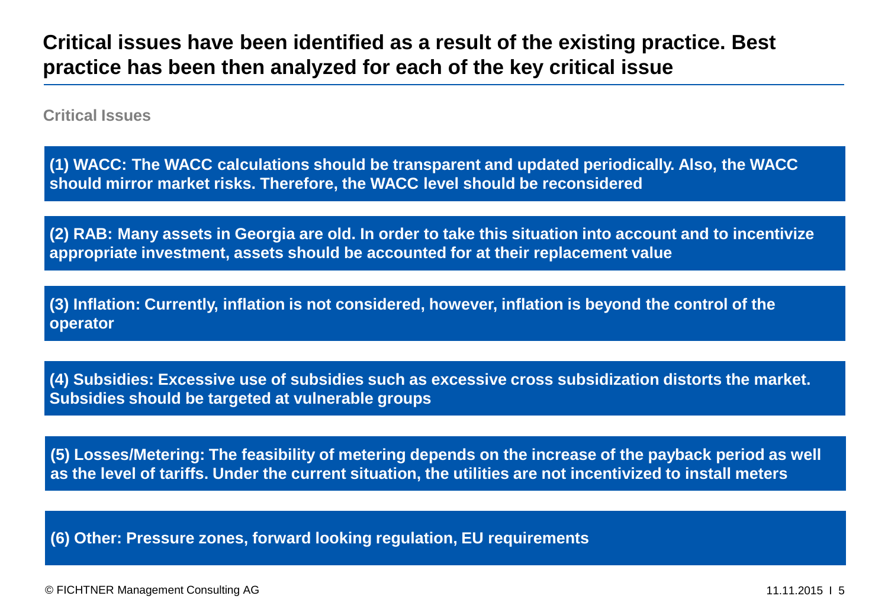# Critical issues have been identified as a result of the existing practice. Best practice has been then analyzed for each of the key critical issue

**Critical Issues**

**(1) WACC: The WACC calculations should be transparent and updated periodically. Also, the WACC should mirror market risks. Therefore, the WACC level should be reconsidered**

**(2) RAB: Many assets in Georgia are old. In order to take this situation into account and to incentivize appropriate investment, assets should be accounted for at their replacement value**

**(3) Inflation: Currently, inflation is not considered, however, inflation is beyond the control of the operator**

**(4) Subsidies: Excessive use of subsidies such as excessive cross subsidization distorts the market. Subsidies should be targeted at vulnerable groups**

**(5) Losses/Metering: The feasibility of metering depends on the increase of the payback period as well as the level of tariffs. Under the current situation, the utilities are not incentivized to install meters**

**(6) Other: Pressure zones, forward looking regulation, EU requirements**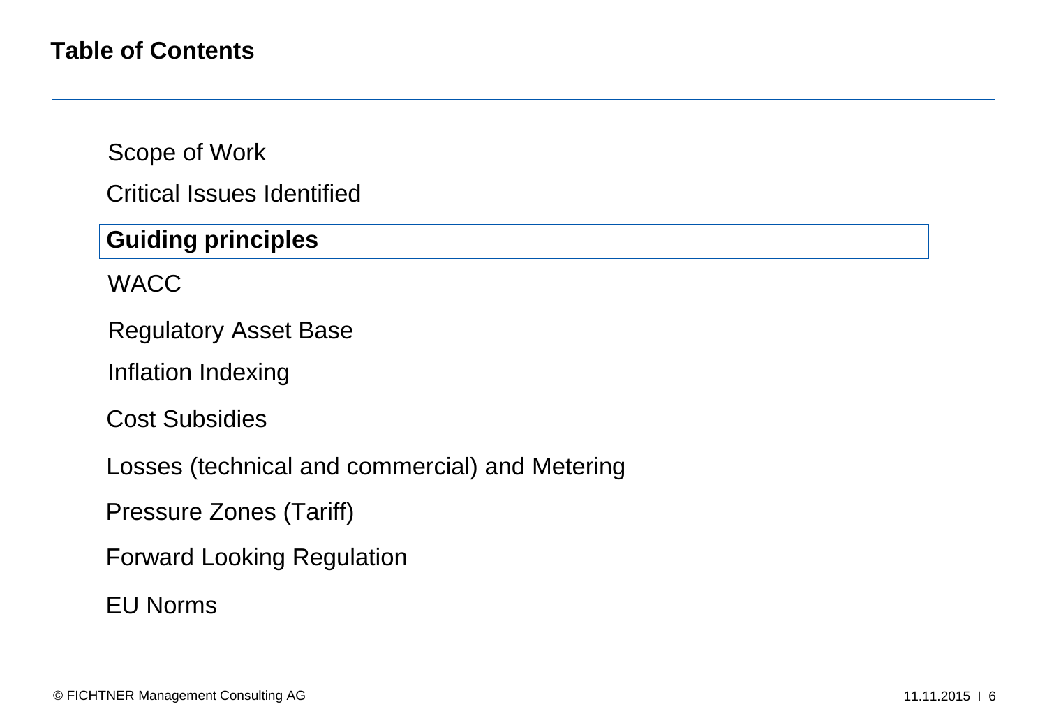# Table of Contents

- Scope of Work
- Critical Issues Identified
- **Guiding principles**
- WACC
- Regulatory Asset Base
- Inflation Indexing
- Cost Subsidies
- Losses (technical and commercial) and Metering
- Pressure Zones (Tariff)
- Forward Looking Regulation
- EU Norms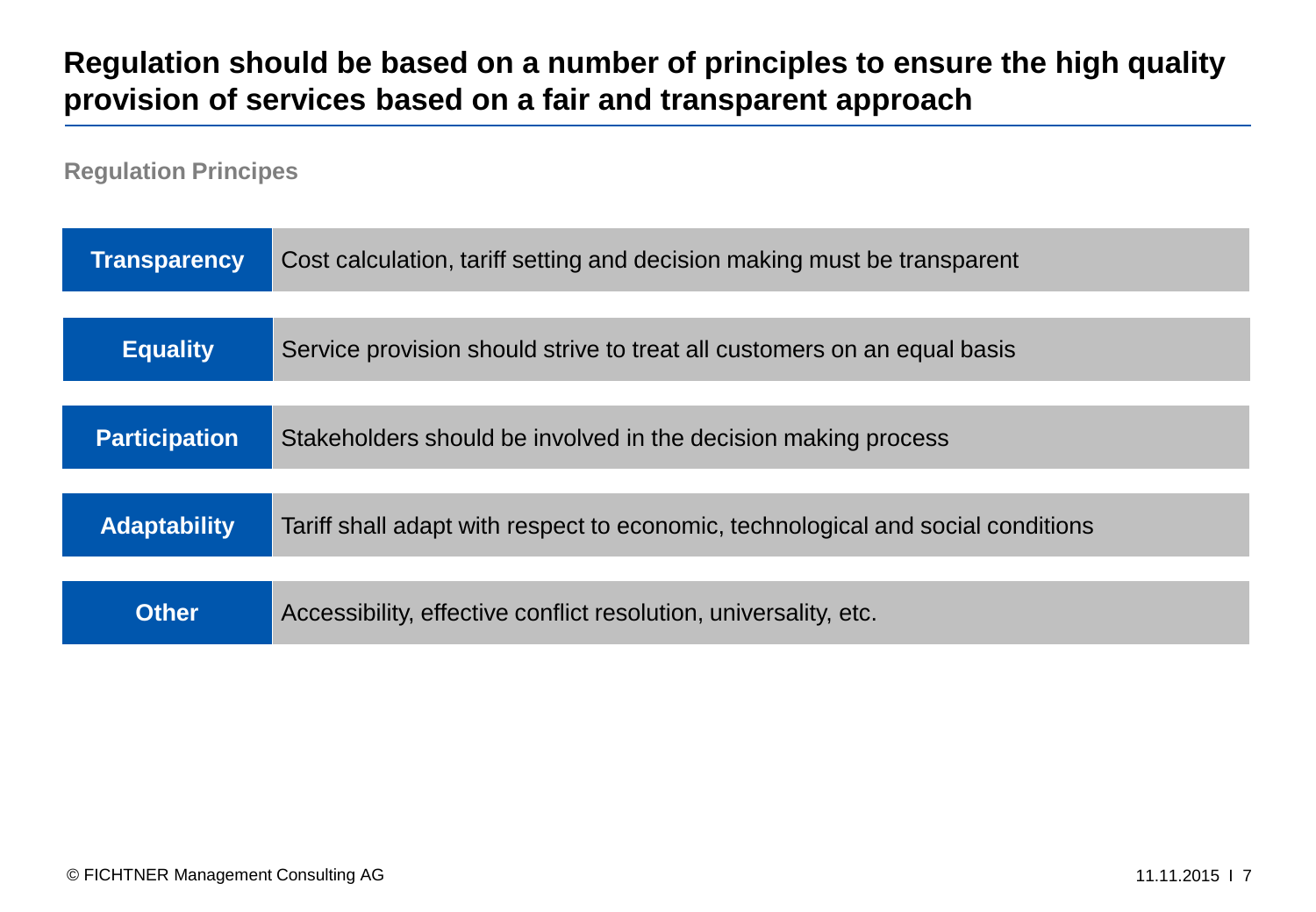# Regulation should be based on a number of principles to ensure the high quality provision of services based on a fair and transparent approach

**Regulation Principles**

| Principle | Description |
| --- | --- |
| **Transparency** | Cost calculation, tariff setting and decision making must be transparent |
| **Equality** | Service provision should strive to treat all customers on an equal basis |
| **Participation** | Stakeholders should be involved in the decision making process |
| **Adaptability** | Tariff shall adapt with respect to economic, technological and social conditions |
| **Other** | Accessibility, effective conflict resolution, universality, etc. |

© FICHTNER Management Consulting AG

11.11.2015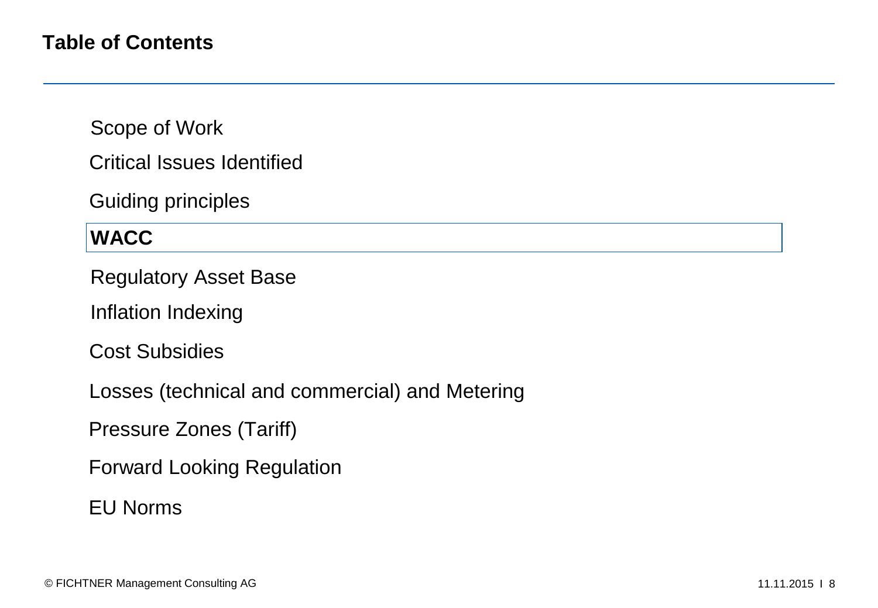# Table of Contents

Scope of Work

Critical Issues Identified

Guiding principles

**WACC**

Regulatory Asset Base

Inflation Indexing

Cost Subsidies

Losses (technical and commercial) and Metering

Pressure Zones (Tariff)

Forward Looking Regulation

EU Norms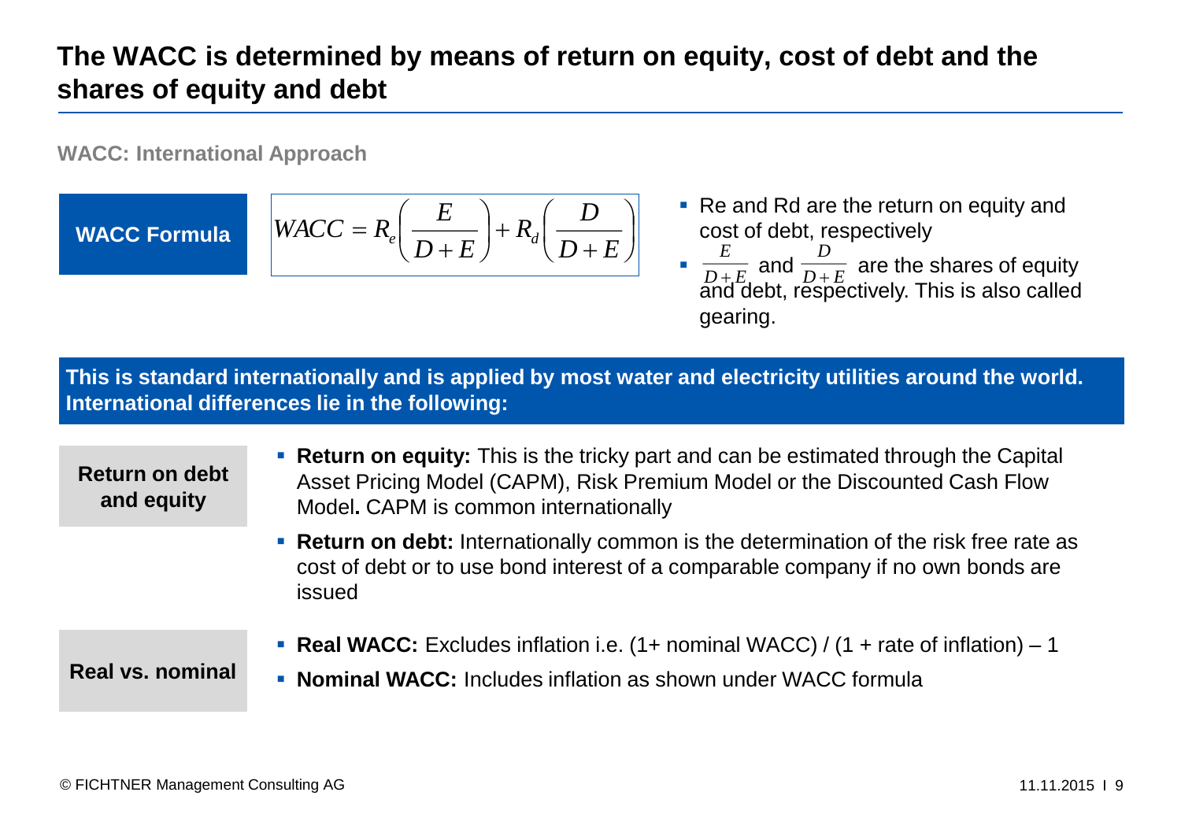# The WACC is determined by means of return on equity, cost of debt and the shares of equity and debt

**WACC: International Approach**

**WACC Formula**

$$WACC = R_e\left(\frac{E}{D+E}\right) + R_d\left(\frac{D}{D+E}\right)$$

- Re and Rd are the return on equity and cost of debt, respectively
- $\frac{E}{D+E}$ and $\frac{D}{D+E}$ are the shares of equity and debt, respectively. This is also called gearing.

**This is standard internationally and is applied by most water and electricity utilities around the world. International differences lie in the following:**

**Return on debt and equity**

- **Return on equity:** This is the tricky part and can be estimated through the Capital Asset Pricing Model (CAPM), Risk Premium Model or the Discounted Cash Flow Model**.** CAPM is common internationally
- **Return on debt:** Internationally common is the determination of the risk free rate as cost of debt or to use bond interest of a comparable company if no own bonds are issued

**Real vs. nominal**

- **Real WACC:** Excludes inflation i.e. (1+ nominal WACC) / (1 + rate of inflation) – 1
- **Nominal WACC:** Includes inflation as shown under WACC formula

© FICHTNER Management Consulting AG 11.11.2015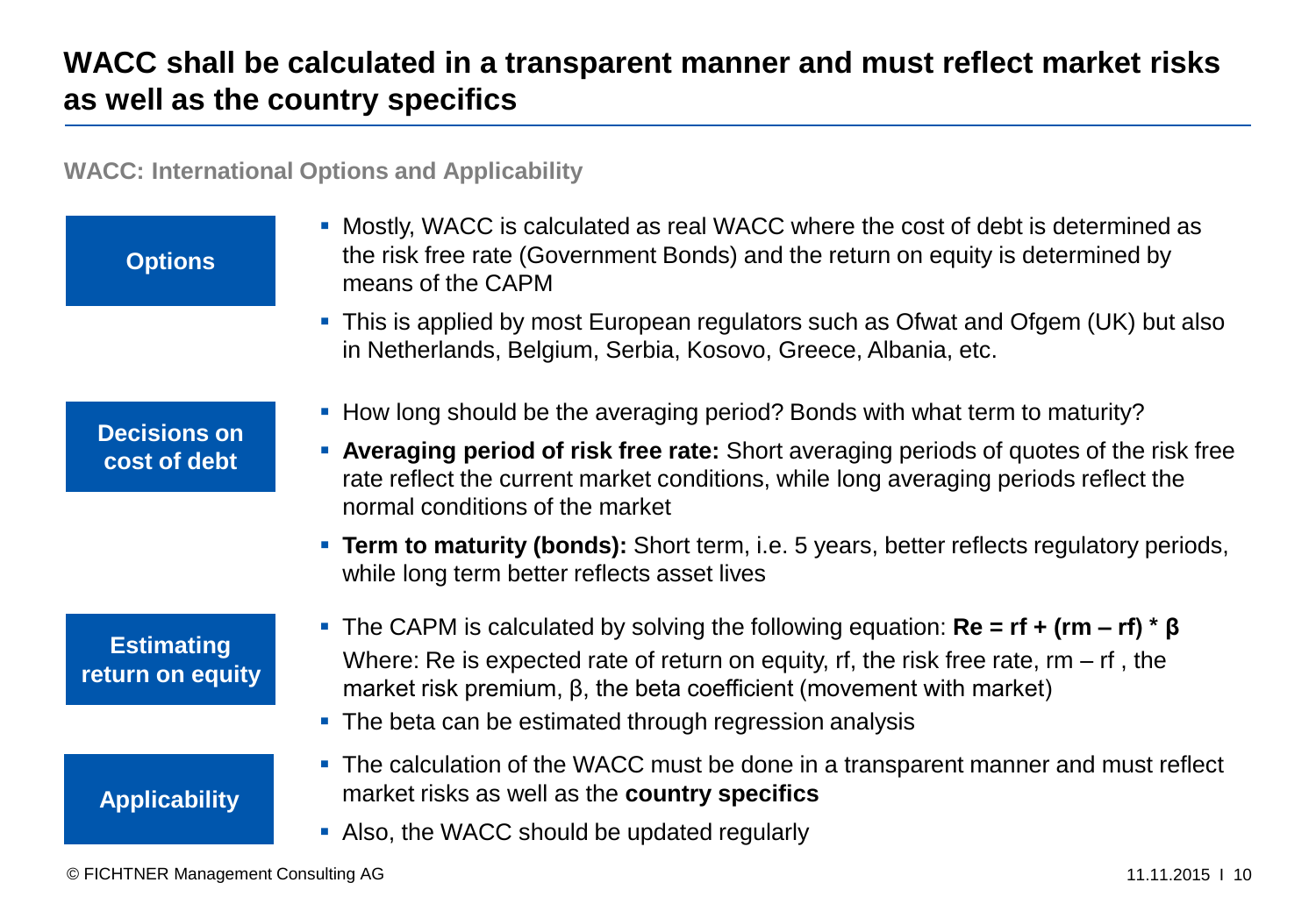# WACC shall be calculated in a transparent manner and must reflect market risks as well as the country specifics

## WACC: International Options and Applicability

### Options

- Mostly, WACC is calculated as real WACC where the cost of debt is determined as the risk free rate (Government Bonds) and the return on equity is determined by means of the CAPM
- This is applied by most European regulators such as Ofwat and Ofgem (UK) but also in Netherlands, Belgium, Serbia, Kosovo, Greece, Albania, etc.

### Decisions on cost of debt

- How long should be the averaging period? Bonds with what term to maturity?
- **Averaging period of risk free rate:** Short averaging periods of quotes of the risk free rate reflect the current market conditions, while long averaging periods reflect the normal conditions of the market
- **Term to maturity (bonds):** Short term, i.e. 5 years, better reflects regulatory periods, while long term better reflects asset lives

### Estimating return on equity

- The CAPM is calculated by solving the following equation: $\mathbf{Re = rf + (rm - rf) * \beta}$
  Where: Re is expected rate of return on equity, rf, the risk free rate, rm – rf , the market risk premium, β, the beta coefficient (movement with market)
- The beta can be estimated through regression analysis

### Applicability

- The calculation of the WACC must be done in a transparent manner and must reflect market risks as well as the **country specifics**
- Also, the WACC should be updated regularly

© FICHTNER Management Consulting AG

11.11.2015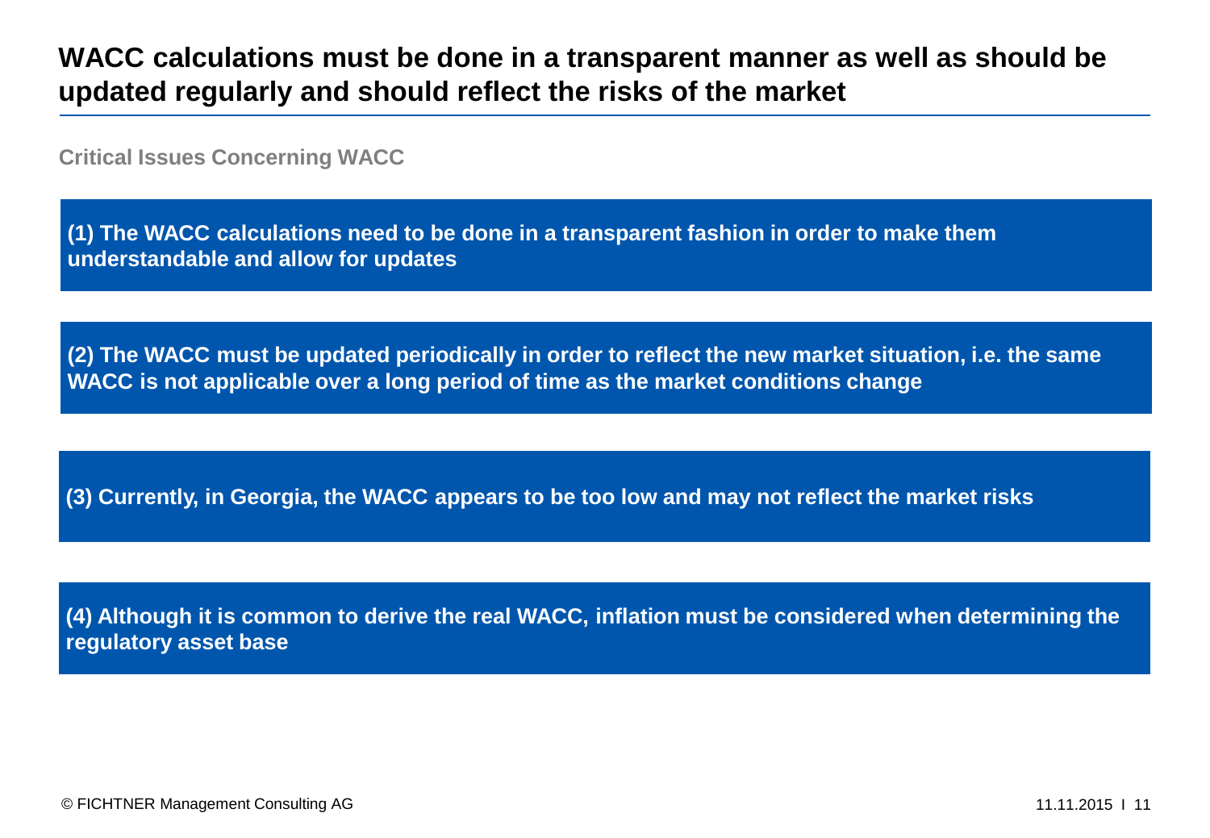# WACC calculations must be done in a transparent manner as well as should be updated regularly and should reflect the risks of the market

## Critical Issues Concerning WACC

**(1) The WACC calculations need to be done in a transparent fashion in order to make them understandable and allow for updates**

**(2) The WACC must be updated periodically in order to reflect the new market situation, i.e. the same WACC is not applicable over a long period of time as the market conditions change**

**(3) Currently, in Georgia, the WACC appears to be too low and may not reflect the market risks**

**(4) Although it is common to derive the real WACC, inflation must be considered when determining the regulatory asset base**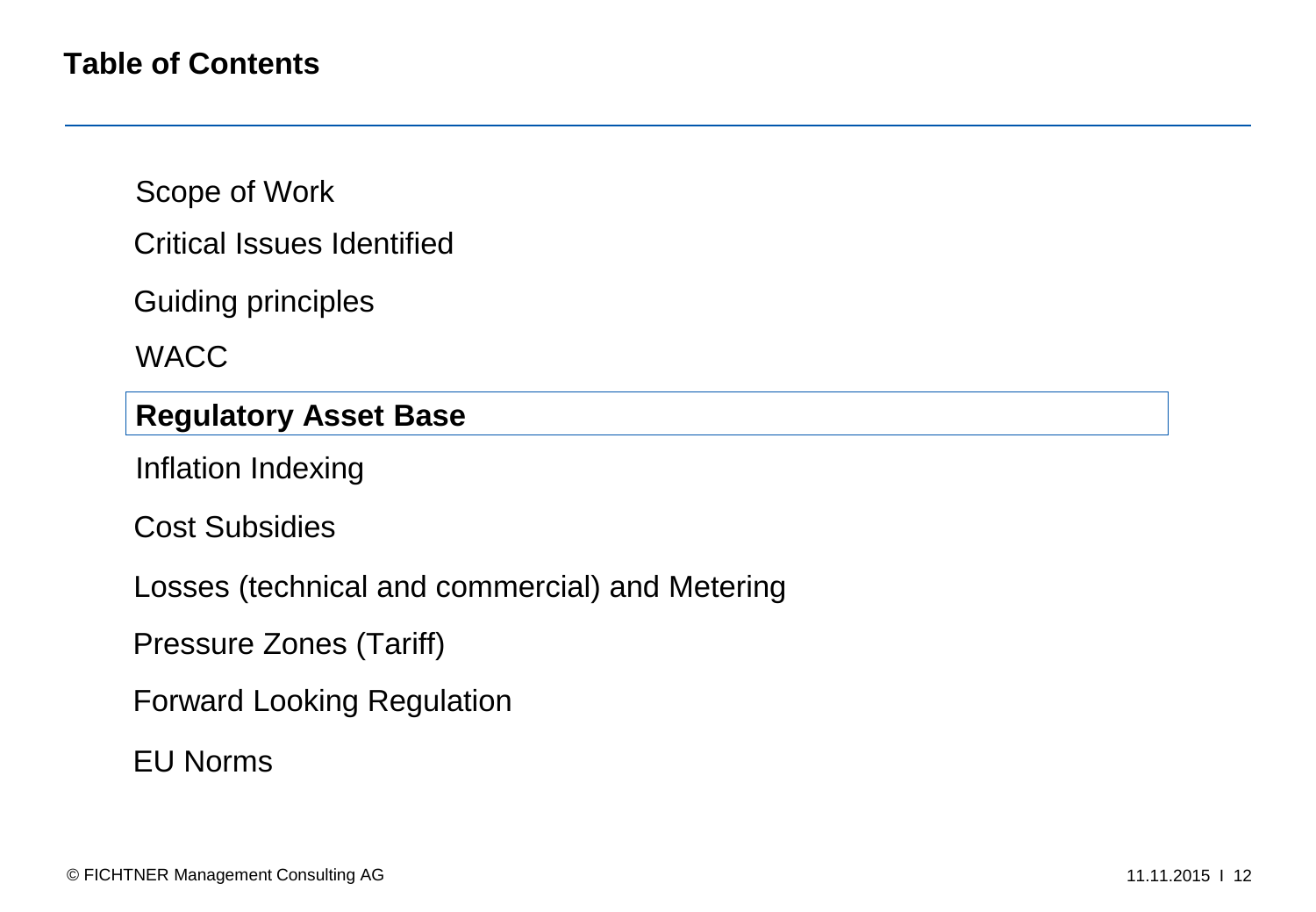# Table of Contents

- Scope of Work
- Critical Issues Identified
- Guiding principles
- WACC
- **Regulatory Asset Base**
- Inflation Indexing
- Cost Subsidies
- Losses (technical and commercial) and Metering
- Pressure Zones (Tariff)
- Forward Looking Regulation
- EU Norms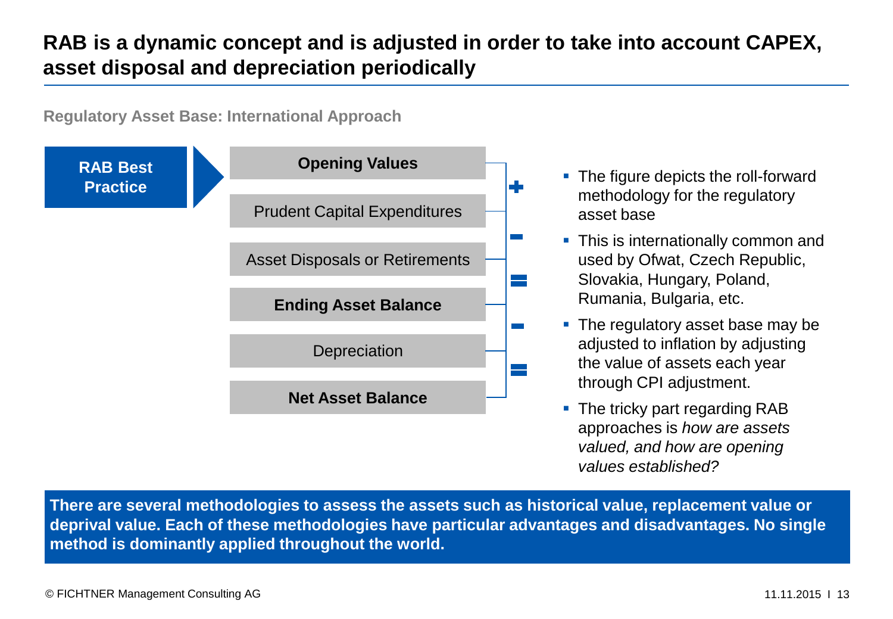# RAB is a dynamic concept and is adjusted in order to take into account CAPEX, asset disposal and depreciation periodically

**Regulatory Asset Base: International Approach**

**RAB Best Practice**

| Item | Operation |
|---|---|
| **Opening Values** | |
| Prudent Capital Expenditures | + |
| Asset Disposals or Retirements | − |
| **Ending Asset Balance** | = |
| Depreciation | − |
| **Net Asset Balance** | = |

- The figure depicts the roll-forward methodology for the regulatory asset base
- This is internationally common and used by Ofwat, Czech Republic, Slovakia, Hungary, Poland, Rumania, Bulgaria, etc.
- The regulatory asset base may be adjusted to inflation by adjusting the value of assets each year through CPI adjustment.
- The tricky part regarding RAB approaches is *how are assets valued, and how are opening values established?*

**There are several methodologies to assess the assets such as historical value, replacement value or deprival value. Each of these methodologies have particular advantages and disadvantages. No single method is dominantly applied throughout the world.**

© FICHTNER Management Consulting AG

11.11.2015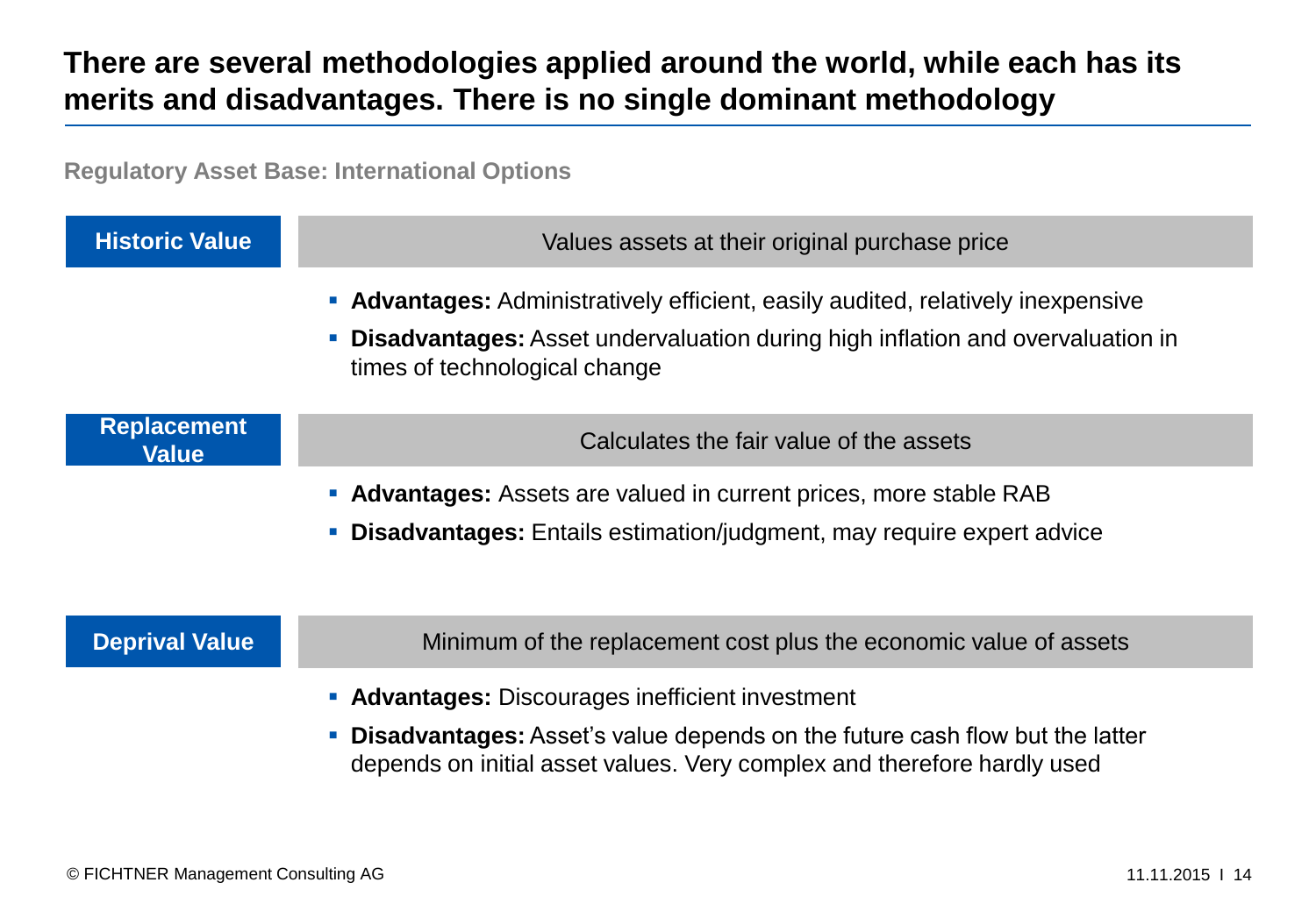# There are several methodologies applied around the world, while each has its merits and disadvantages. There is no single dominant methodology

**Regulatory Asset Base: International Options**

### Historic Value

Values assets at their original purchase price

- **Advantages:** Administratively efficient, easily audited, relatively inexpensive
- **Disadvantages:** Asset undervaluation during high inflation and overvaluation in times of technological change

### Replacement Value

Calculates the fair value of the assets

- **Advantages:** Assets are valued in current prices, more stable RAB
- **Disadvantages:** Entails estimation/judgment, may require expert advice

### Deprival Value

Minimum of the replacement cost plus the economic value of assets

- **Advantages:** Discourages inefficient investment
- **Disadvantages:** Asset's value depends on the future cash flow but the latter depends on initial asset values. Very complex and therefore hardly used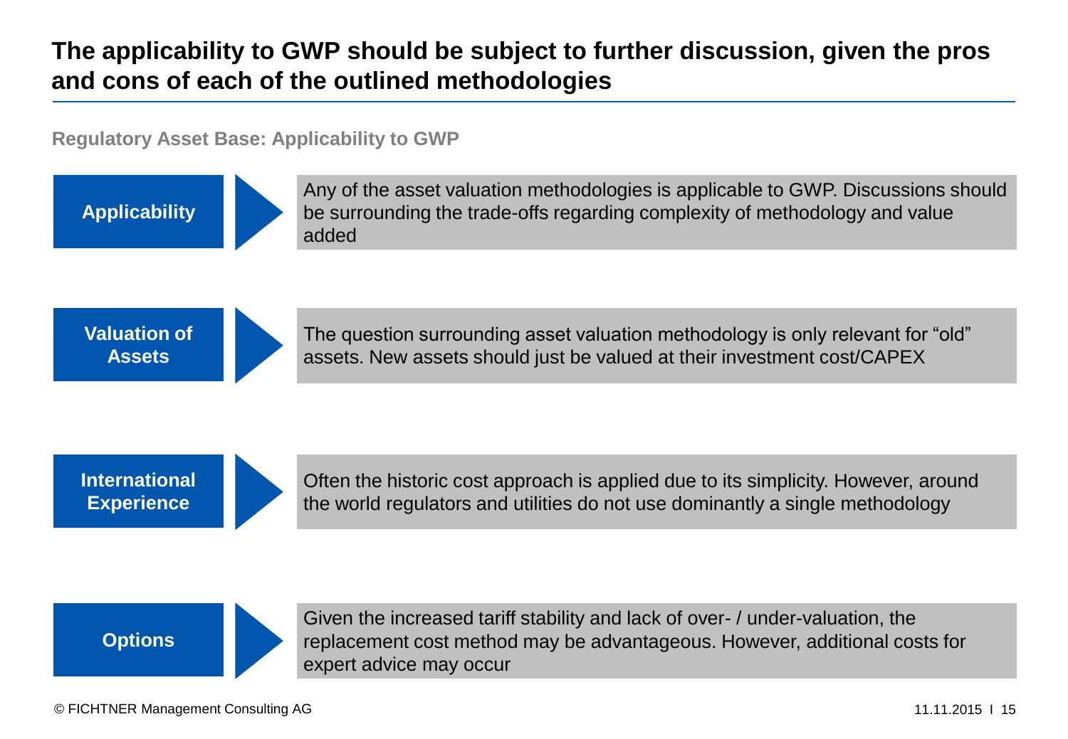# The applicability to GWP should be subject to further discussion, given the pros and cons of each of the outlined methodologies

**Regulatory Asset Base: Applicability to GWP**

| | |
|---|---|
| **Applicability** | Any of the asset valuation methodologies is applicable to GWP. Discussions should be surrounding the trade-offs regarding complexity of methodology and value added |
| **Valuation of Assets** | The question surrounding asset valuation methodology is only relevant for "old" assets. New assets should just be valued at their investment cost/CAPEX |
| **International Experience** | Often the historic cost approach is applied due to its simplicity. However, around the world regulators and utilities do not use dominantly a single methodology |
| **Options** | Given the increased tariff stability and lack of over- / under-valuation, the replacement cost method may be advantageous. However, additional costs for expert advice may occur |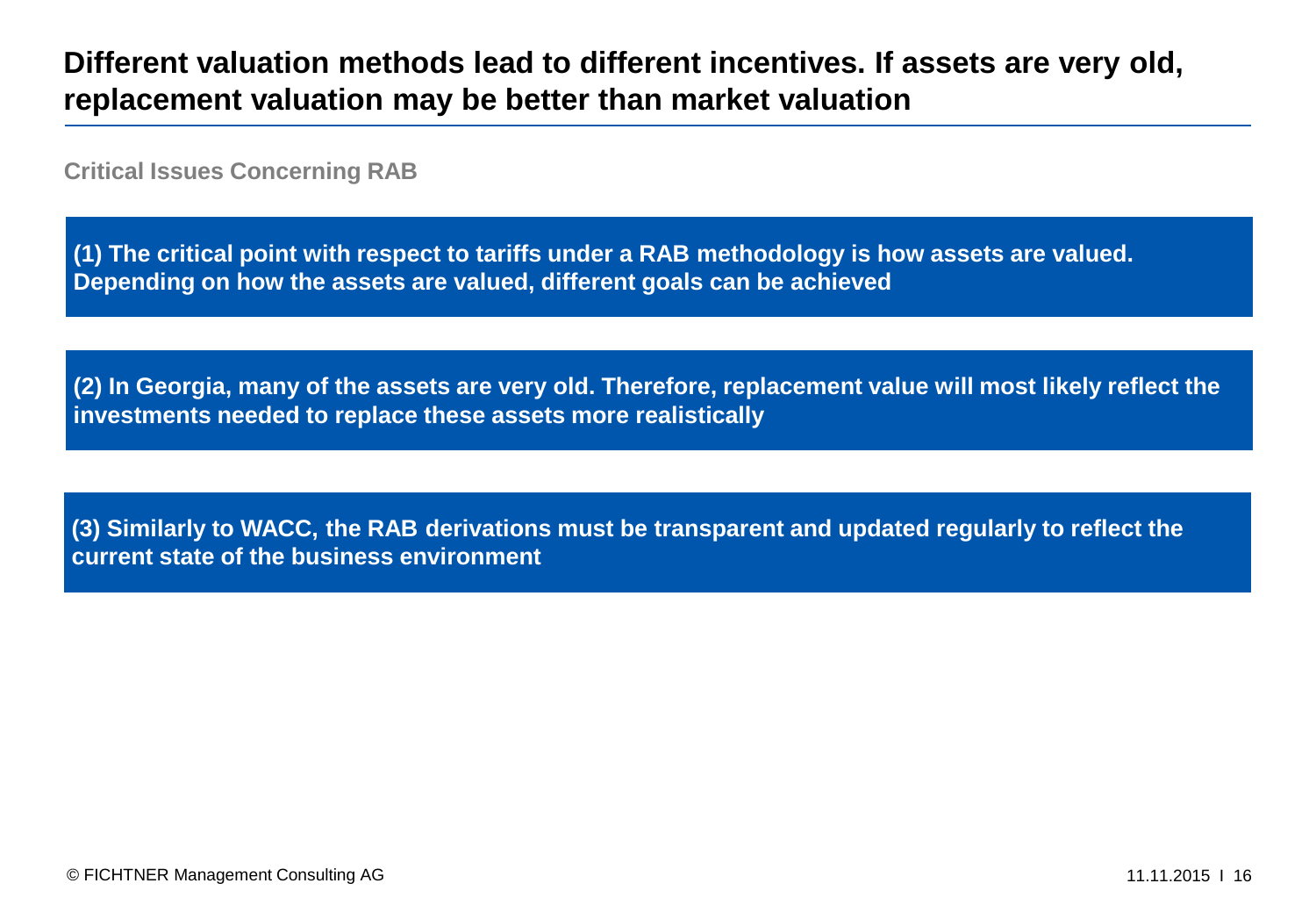# Different valuation methods lead to different incentives. If assets are very old, replacement valuation may be better than market valuation

**Critical Issues Concerning RAB**

**(1) The critical point with respect to tariffs under a RAB methodology is how assets are valued. Depending on how the assets are valued, different goals can be achieved**

**(2) In Georgia, many of the assets are very old. Therefore, replacement value will most likely reflect the investments needed to replace these assets more realistically**

**(3) Similarly to WACC, the RAB derivations must be transparent and updated regularly to reflect the current state of the business environment**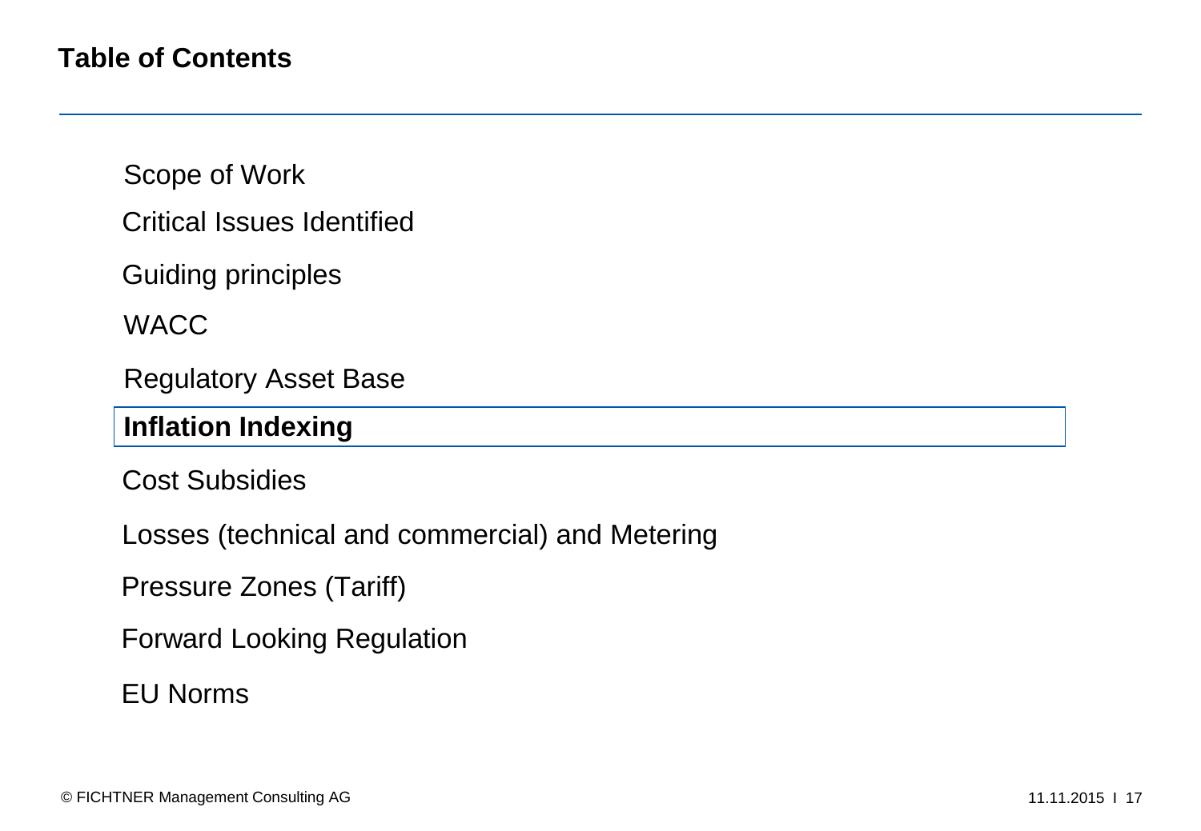## Table of Contents

- Scope of Work
- Critical Issues Identified
- Guiding principles
- WACC
- Regulatory Asset Base
- **Inflation Indexing**
- Cost Subsidies
- Losses (technical and commercial) and Metering
- Pressure Zones (Tariff)
- Forward Looking Regulation
- EU Norms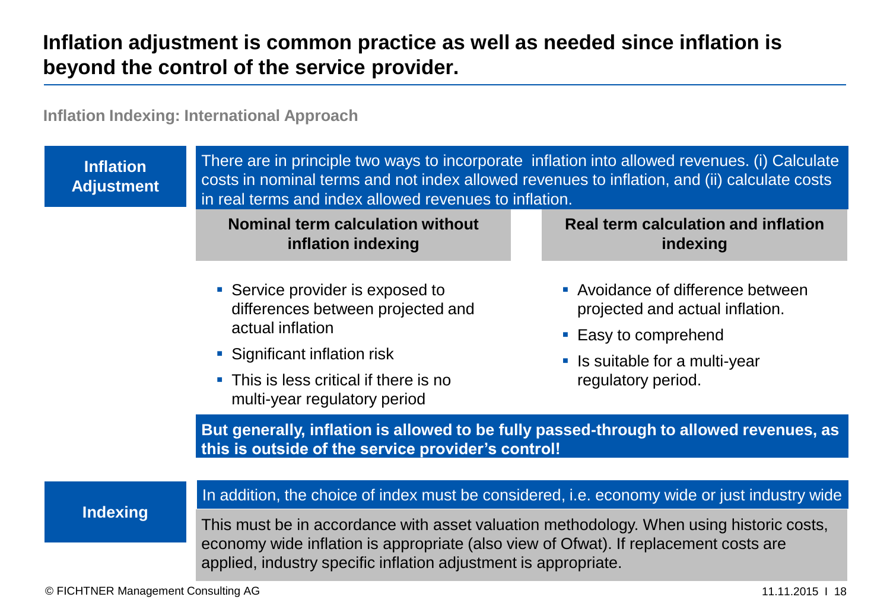# Inflation adjustment is common practice as well as needed since inflation is beyond the control of the service provider.

**Inflation Indexing: International Approach**

## Inflation Adjustment

There are in principle two ways to incorporate inflation into allowed revenues. (i) Calculate costs in nominal terms and not index allowed revenues to inflation, and (ii) calculate costs in real terms and index allowed revenues to inflation.

| Nominal term calculation without inflation indexing | Real term calculation and inflation indexing |
|---|---|
| ▪ Service provider is exposed to differences between projected and actual inflation<br>▪ Significant inflation risk<br>▪ This is less critical if there is no multi-year regulatory period | ▪ Avoidance of difference between projected and actual inflation.<br>▪ Easy to comprehend<br>▪ Is suitable for a multi-year regulatory period. |

**But generally, inflation is allowed to be fully passed-through to allowed revenues, as this is outside of the service provider's control!**

## Indexing

In addition, the choice of index must be considered, i.e. economy wide or just industry wide

This must be in accordance with asset valuation methodology. When using historic costs, economy wide inflation is appropriate (also view of Ofwat). If replacement costs are applied, industry specific inflation adjustment is appropriate.

© FICHTNER Management Consulting AG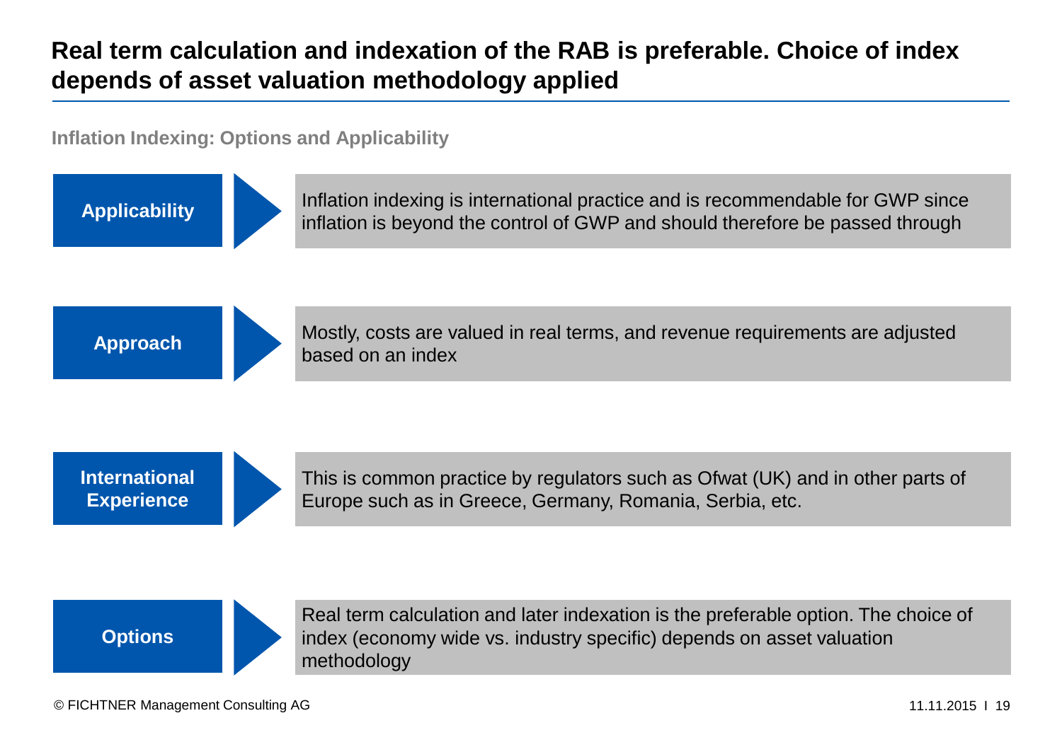# Real term calculation and indexation of the RAB is preferable. Choice of index depends of asset valuation methodology applied

**Inflation Indexing: Options and Applicability**

**Applicability**
Inflation indexing is international practice and is recommendable for GWP since inflation is beyond the control of GWP and should therefore be passed through

**Approach**
Mostly, costs are valued in real terms, and revenue requirements are adjusted based on an index

**International Experience**
This is common practice by regulators such as Ofwat (UK) and in other parts of Europe such as in Greece, Germany, Romania, Serbia, etc.

**Options**
Real term calculation and later indexation is the preferable option. The choice of index (economy wide vs. industry specific) depends on asset valuation methodology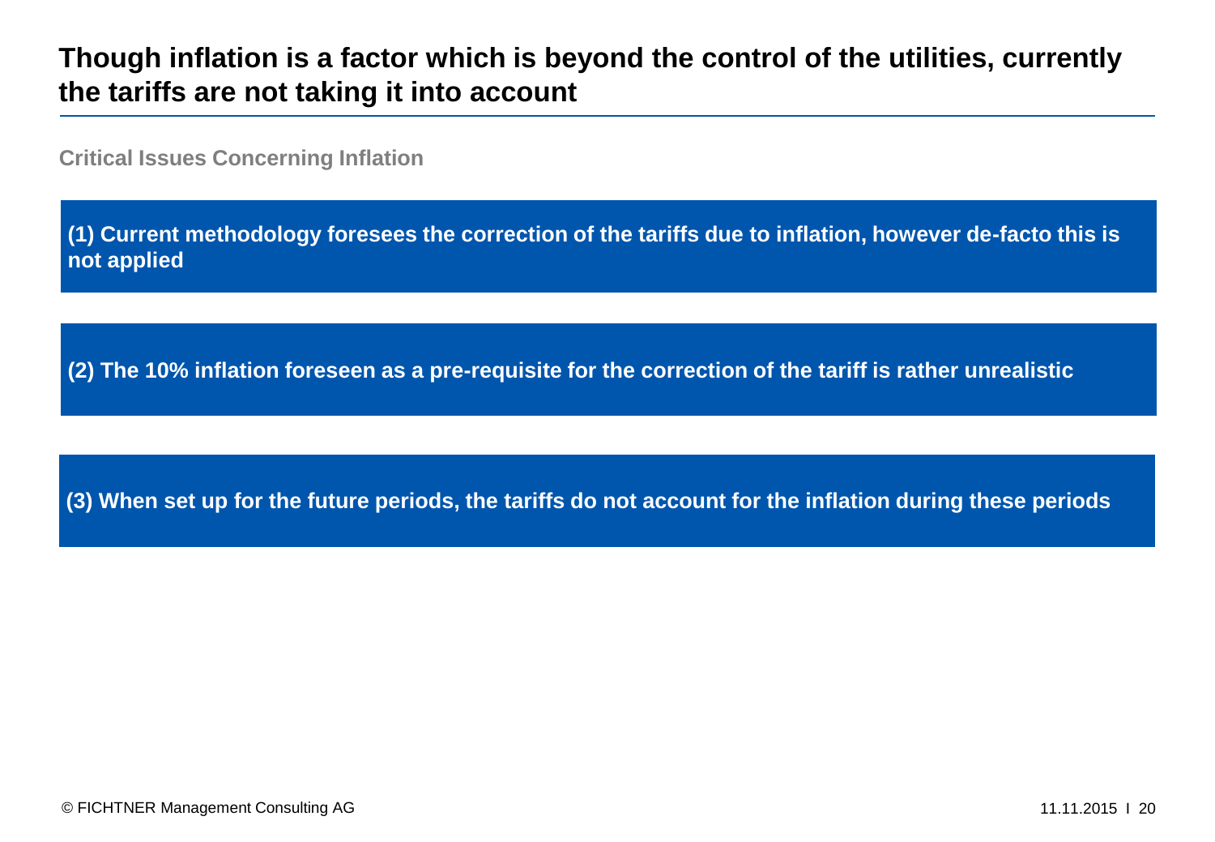# Though inflation is a factor which is beyond the control of the utilities, currently the tariffs are not taking it into account

**Critical Issues Concerning Inflation**

**(1) Current methodology foresees the correction of the tariffs due to inflation, however de-facto this is not applied**

**(2) The 10% inflation foreseen as a pre-requisite for the correction of the tariff is rather unrealistic**

**(3) When set up for the future periods, the tariffs do not account for the inflation during these periods**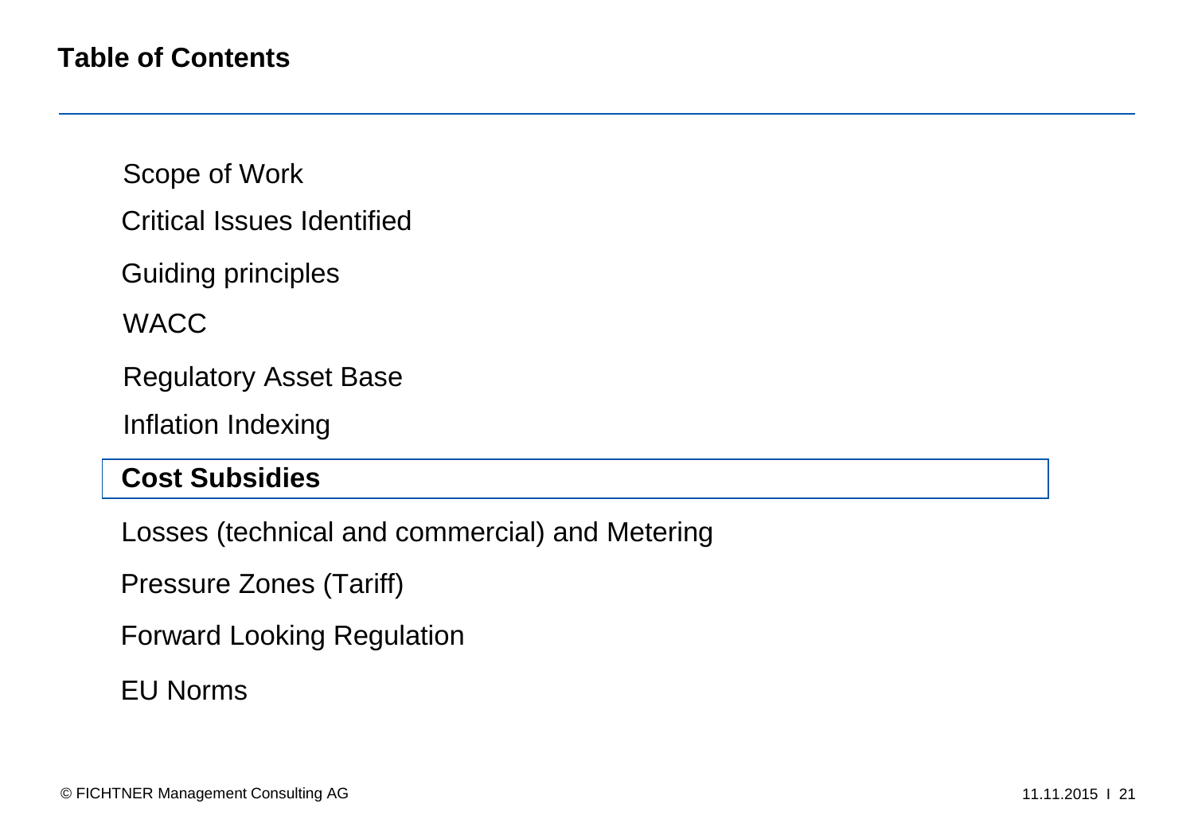## Table of Contents

- Scope of Work
- Critical Issues Identified
- Guiding principles
- WACC
- Regulatory Asset Base
- Inflation Indexing
- **Cost Subsidies**
- Losses (technical and commercial) and Metering
- Pressure Zones (Tariff)
- Forward Looking Regulation
- EU Norms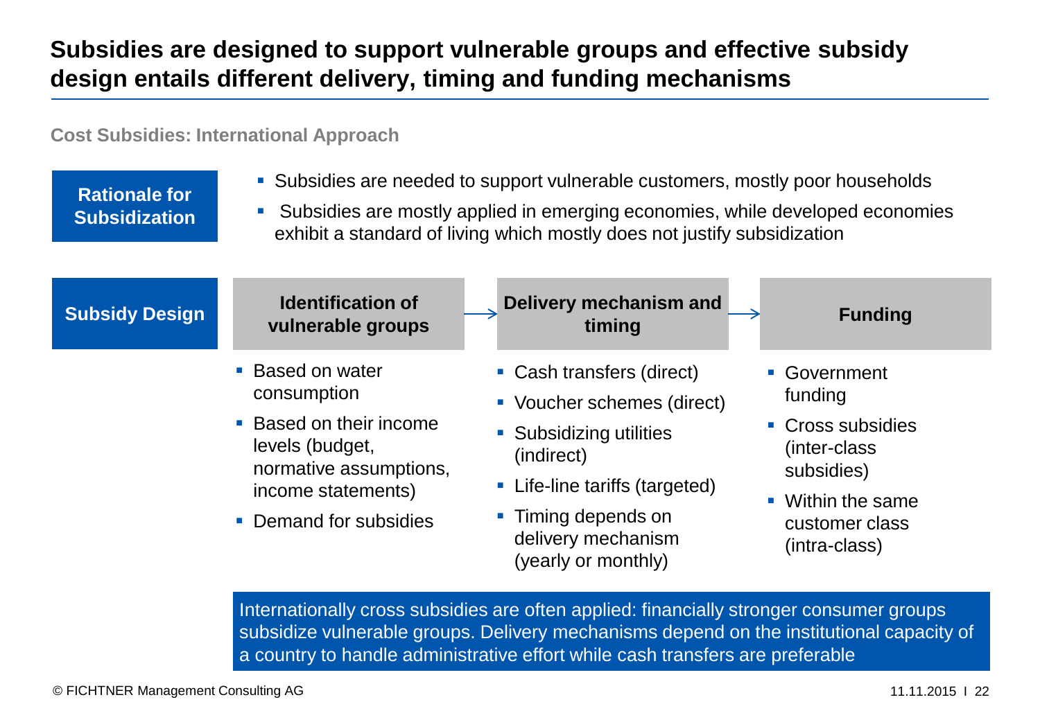# Subsidies are designed to support vulnerable groups and effective subsidy design entails different delivery, timing and funding mechanisms

**Cost Subsidies: International Approach**

**Rationale for Subsidization**

- Subsidies are needed to support vulnerable customers, mostly poor households
- Subsidies are mostly applied in emerging economies, while developed economies exhibit a standard of living which mostly does not justify subsidization

**Subsidy Design**

| Identification of vulnerable groups | Delivery mechanism and timing | Funding |
|---|---|---|
| ▪ Based on water consumption<br>▪ Based on their income levels (budget, normative assumptions, income statements)<br>▪ Demand for subsidies | ▪ Cash transfers (direct)<br>▪ Voucher schemes (direct)<br>▪ Subsidizing utilities (indirect)<br>▪ Life-line tariffs (targeted)<br>▪ Timing depends on delivery mechanism (yearly or monthly) | ▪ Government funding<br>▪ Cross subsidies (inter-class subsidies)<br>▪ Within the same customer class (intra-class) |

Internationally cross subsidies are often applied: financially stronger consumer groups subsidize vulnerable groups. Delivery mechanisms depend on the institutional capacity of a country to handle administrative effort while cash transfers are preferable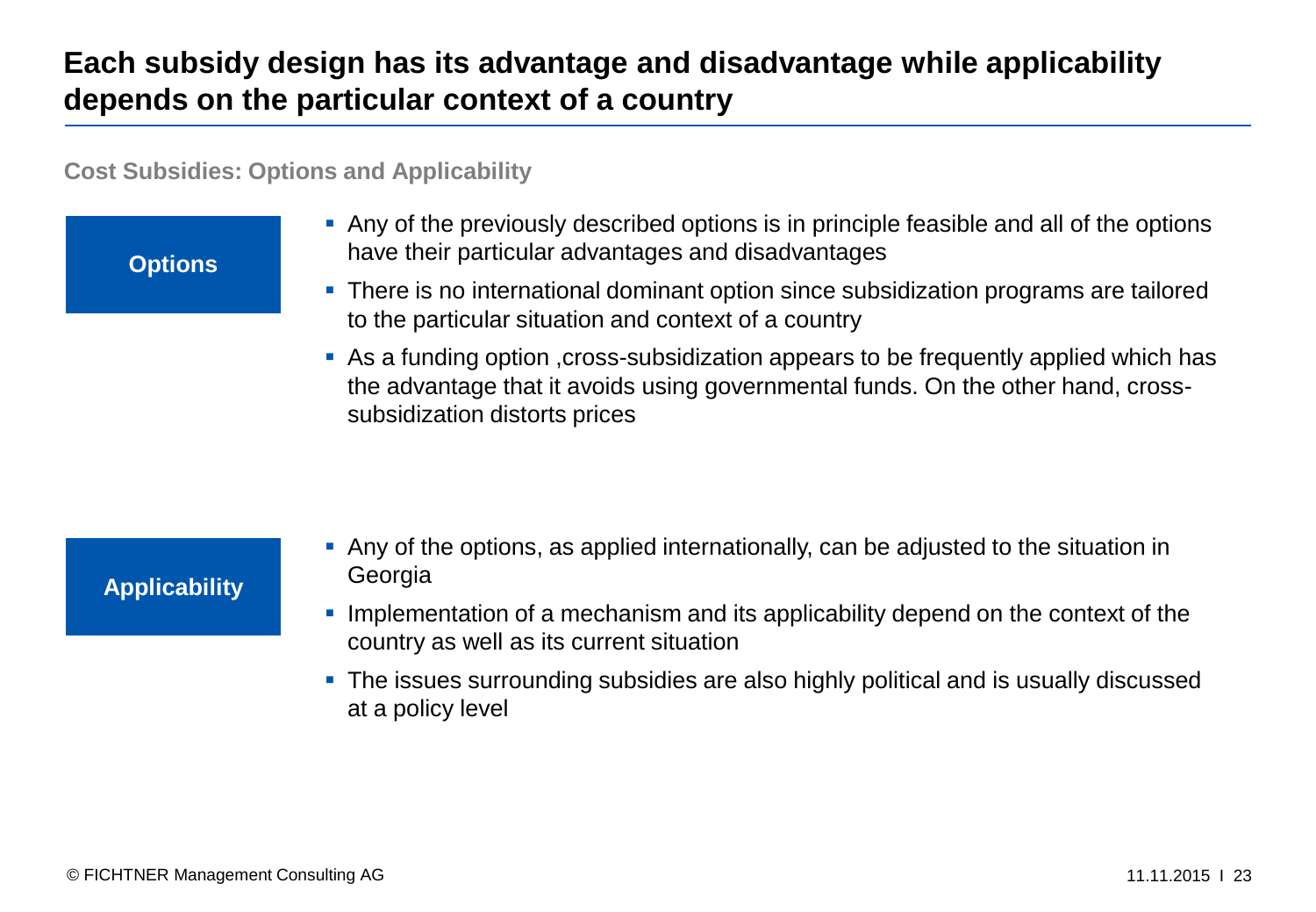# Each subsidy design has its advantage and disadvantage while applicability depends on the particular context of a country

**Cost Subsidies: Options and Applicability**

**Options**

- Any of the previously described options is in principle feasible and all of the options have their particular advantages and disadvantages
- There is no international dominant option since subsidization programs are tailored to the particular situation and context of a country
- As a funding option ,cross-subsidization appears to be frequently applied which has the advantage that it avoids using governmental funds. On the other hand, cross-subsidization distorts prices

**Applicability**

- Any of the options, as applied internationally, can be adjusted to the situation in Georgia
- Implementation of a mechanism and its applicability depend on the context of the country as well as its current situation
- The issues surrounding subsidies are also highly political and is usually discussed at a policy level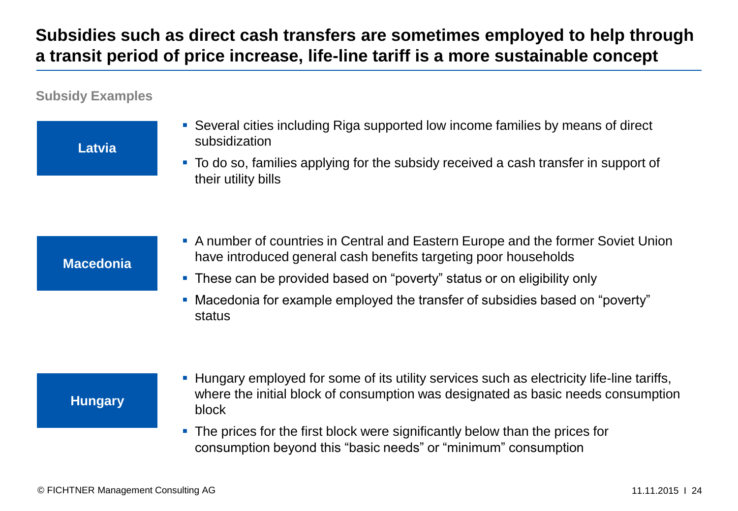# Subsidies such as direct cash transfers are sometimes employed to help through a transit period of price increase, life-line tariff is a more sustainable concept

**Subsidy Examples**

**Latvia**

- Several cities including Riga supported low income families by means of direct subsidization
- To do so, families applying for the subsidy received a cash transfer in support of their utility bills

**Macedonia**

- A number of countries in Central and Eastern Europe and the former Soviet Union have introduced general cash benefits targeting poor households
- These can be provided based on "poverty" status or on eligibility only
- Macedonia for example employed the transfer of subsidies based on "poverty" status

**Hungary**

- Hungary employed for some of its utility services such as electricity life-line tariffs, where the initial block of consumption was designated as basic needs consumption block
- The prices for the first block were significantly below than the prices for consumption beyond this "basic needs" or "minimum" consumption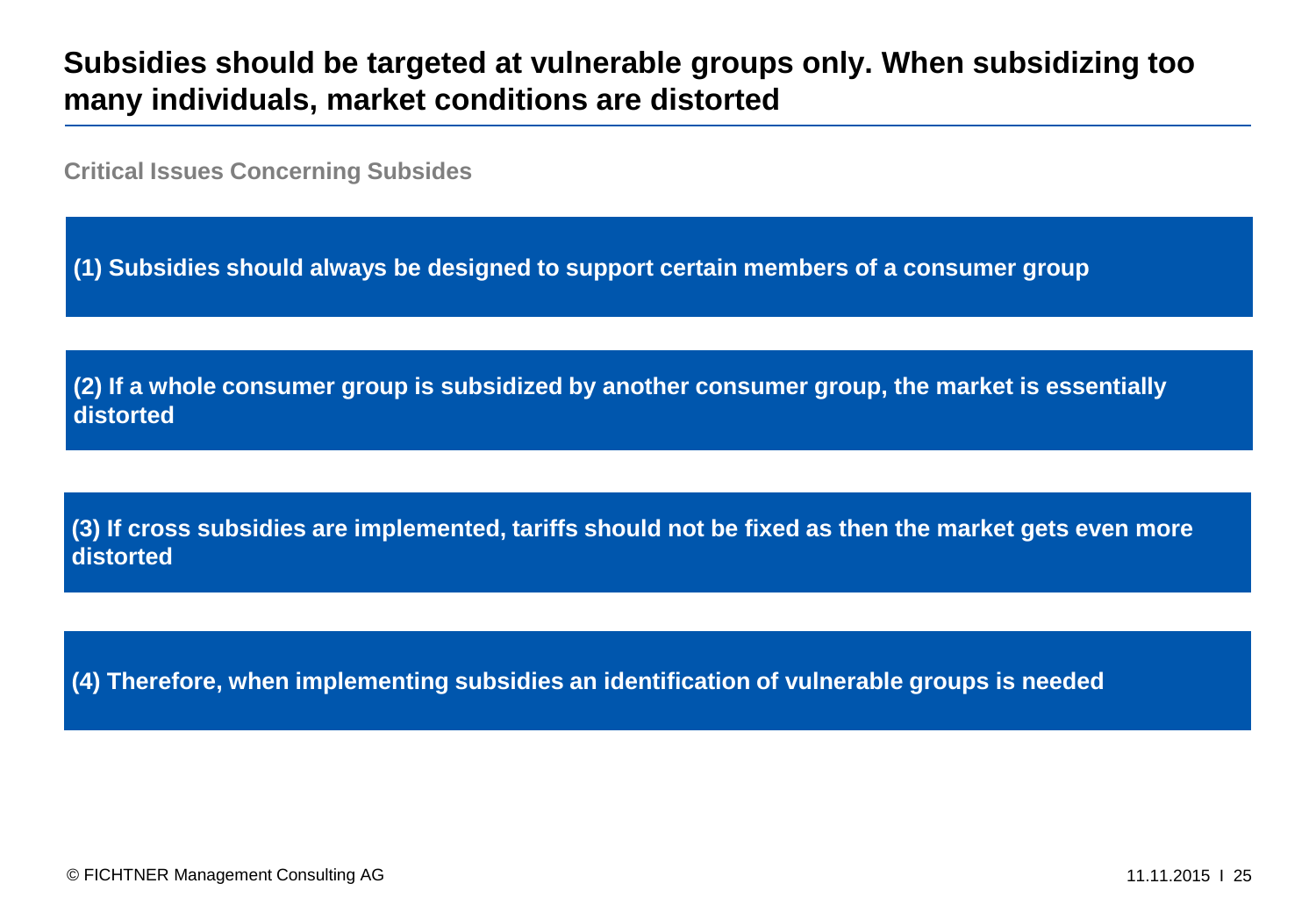# Subsidies should be targeted at vulnerable groups only. When subsidizing too many individuals, market conditions are distorted

**Critical Issues Concerning Subsides**

**(1) Subsidies should always be designed to support certain members of a consumer group**

**(2) If a whole consumer group is subsidized by another consumer group, the market is essentially distorted**

**(3) If cross subsidies are implemented, tariffs should not be fixed as then the market gets even more distorted**

**(4) Therefore, when implementing subsidies an identification of vulnerable groups is needed**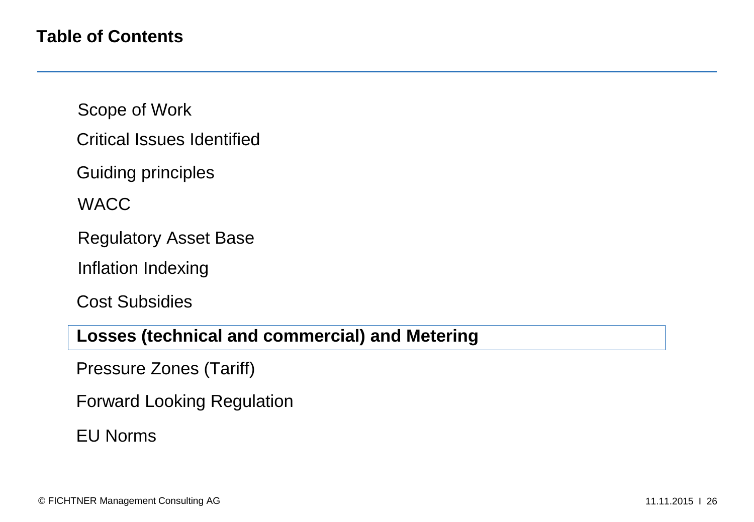# Table of Contents

- Scope of Work
- Critical Issues Identified
- Guiding principles
- WACC
- Regulatory Asset Base
- Inflation Indexing
- Cost Subsidies
- **Losses (technical and commercial) and Metering**
- Pressure Zones (Tariff)
- Forward Looking Regulation
- EU Norms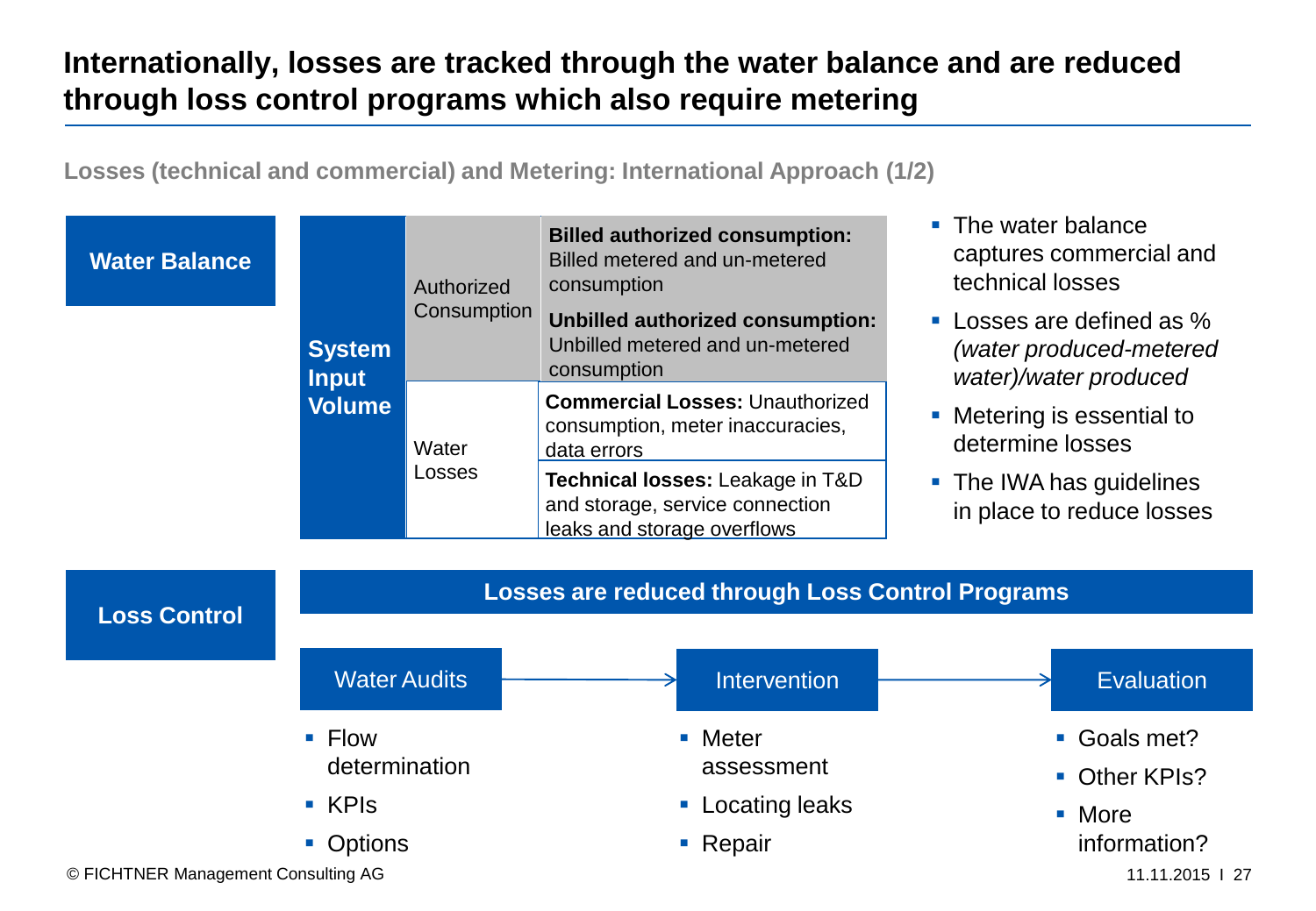# Internationally, losses are tracked through the water balance and are reduced through loss control programs which also require metering

**Losses (technical and commercial) and Metering: International Approach (1/2)**

## Water Balance

| System Input Volume | | |
|---|---|---|
| System Input Volume | Authorized Consumption | **Billed authorized consumption:** Billed metered and un-metered consumption |
| | | **Unbilled authorized consumption:** Unbilled metered and un-metered consumption |
| | Water Losses | **Commercial Losses:** Unauthorized consumption, meter inaccuracies, data errors |
| | | **Technical losses:** Leakage in T&D and storage, service connection leaks and storage overflows |

- The water balance captures commercial and technical losses
- Losses are defined as % *(water produced-metered water)/water produced*
- Metering is essential to determine losses
- The IWA has guidelines in place to reduce losses

## Loss Control

**Losses are reduced through Loss Control Programs**

Water Audits → Intervention → Evaluation

**Water Audits**
- Flow determination
- KPIs
- Options

**Intervention**
- Meter assessment
- Locating leaks
- Repair

**Evaluation**
- Goals met?
- Other KPIs?
- More information?

© FICHTNER Management Consulting AG

11.11.2015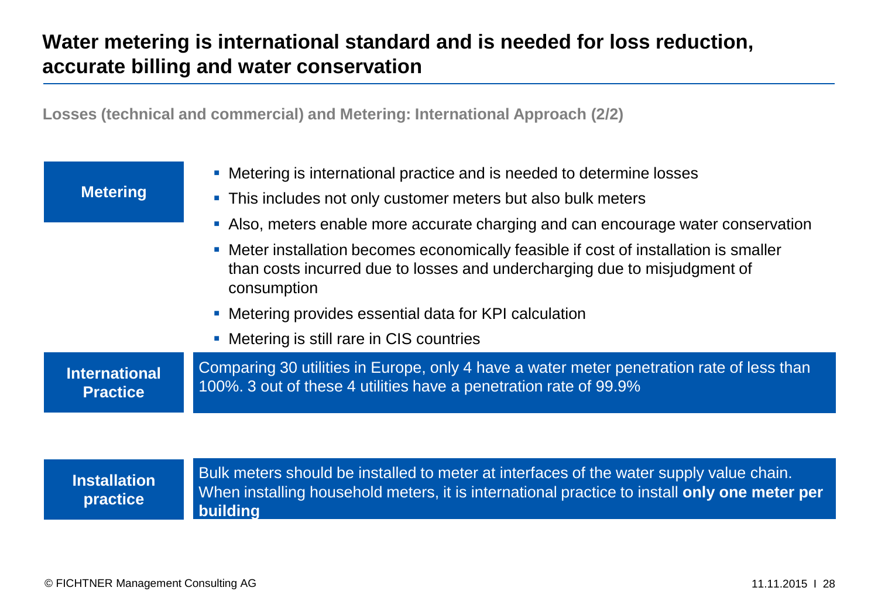# Water metering is international standard and is needed for loss reduction, accurate billing and water conservation

Losses (technical and commercial) and Metering: International Approach (2/2)

**Metering**

- Metering is international practice and is needed to determine losses
- This includes not only customer meters but also bulk meters
- Also, meters enable more accurate charging and can encourage water conservation
- Meter installation becomes economically feasible if cost of installation is smaller than costs incurred due to losses and undercharging due to misjudgment of consumption
- Metering provides essential data for KPI calculation
- Metering is still rare in CIS countries

**International Practice**

Comparing 30 utilities in Europe, only 4 have a water meter penetration rate of less than 100%. 3 out of these 4 utilities have a penetration rate of 99.9%

**Installation practice**

Bulk meters should be installed to meter at interfaces of the water supply value chain. When installing household meters, it is international practice to install **only one meter per building**

© FICHTNER Management Consulting AG

11.11.2015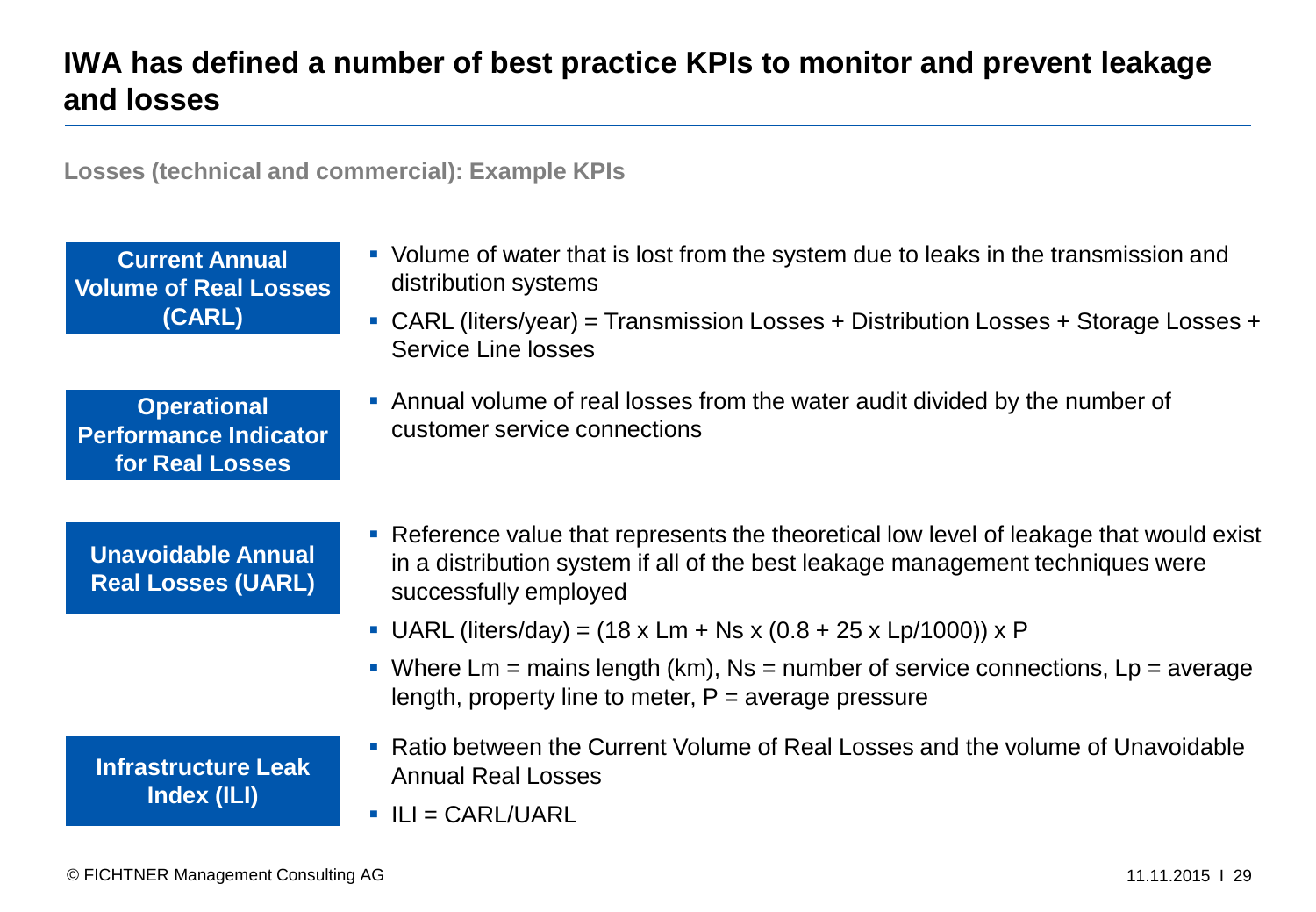# IWA has defined a number of best practice KPIs to monitor and prevent leakage and losses

**Losses (technical and commercial): Example KPIs**

**Current Annual Volume of Real Losses (CARL)**

- Volume of water that is lost from the system due to leaks in the transmission and distribution systems
- CARL (liters/year) = Transmission Losses + Distribution Losses + Storage Losses + Service Line losses

**Operational Performance Indicator for Real Losses**

- Annual volume of real losses from the water audit divided by the number of customer service connections

**Unavoidable Annual Real Losses (UARL)**

- Reference value that represents the theoretical low level of leakage that would exist in a distribution system if all of the best leakage management techniques were successfully employed
- UARL (liters/day) = $(18 \times Lm + Ns \times (0.8 + 25 \times Lp/1000)) \times P$
- Where $Lm$ = mains length (km), $Ns$ = number of service connections, $Lp$ = average length, property line to meter, $P$ = average pressure

**Infrastructure Leak Index (ILI)**

- Ratio between the Current Volume of Real Losses and the volume of Unavoidable Annual Real Losses
- ILI = CARL/UARL

© FICHTNER Management Consulting AG

11.11.2015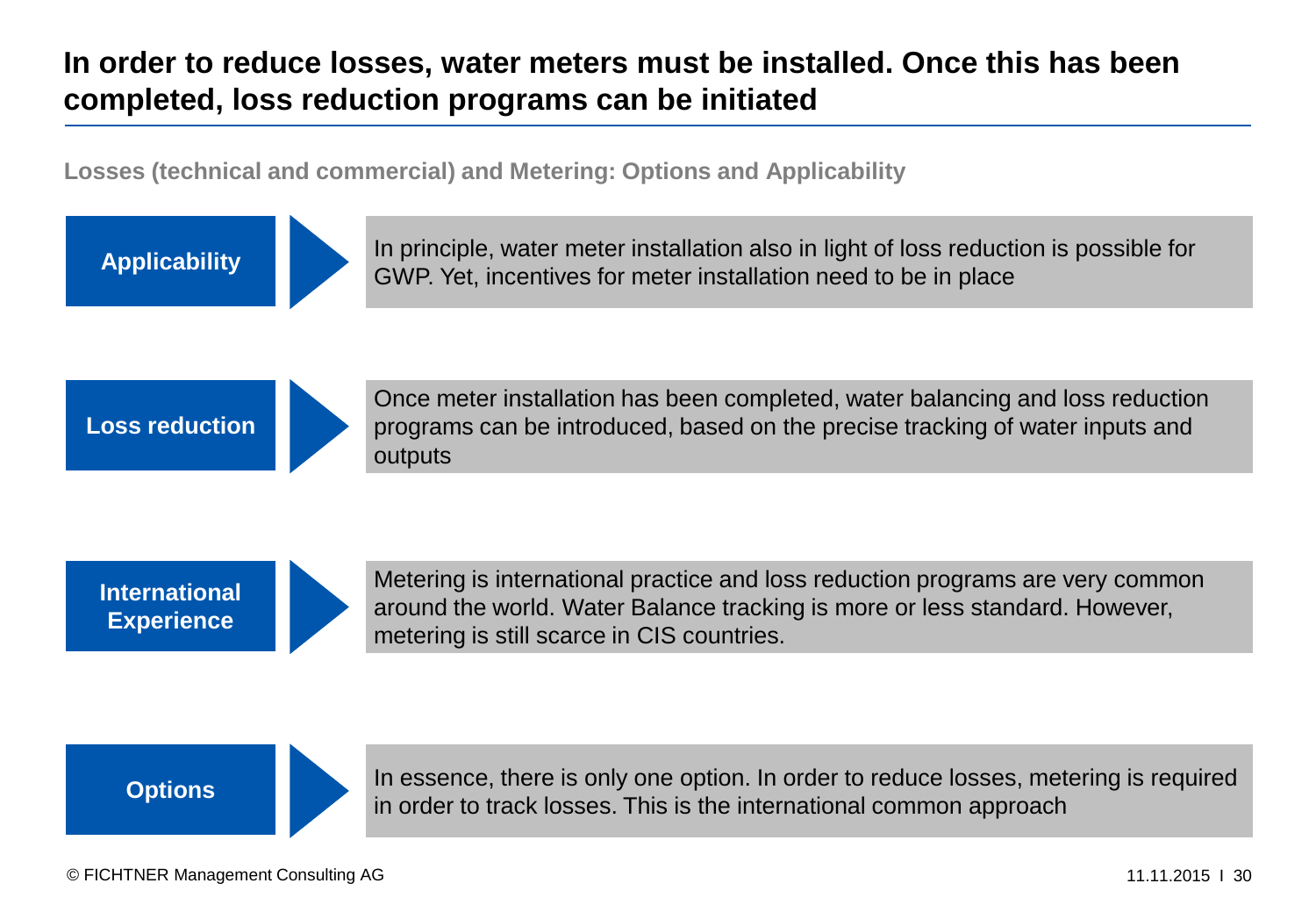# In order to reduce losses, water meters must be installed. Once this has been completed, loss reduction programs can be initiated

**Losses (technical and commercial) and Metering: Options and Applicability**

| | |
|---|---|
| **Applicability** | In principle, water meter installation also in light of loss reduction is possible for GWP. Yet, incentives for meter installation need to be in place |
| **Loss reduction** | Once meter installation has been completed, water balancing and loss reduction programs can be introduced, based on the precise tracking of water inputs and outputs |
| **International Experience** | Metering is international practice and loss reduction programs are very common around the world. Water Balance tracking is more or less standard. However, metering is still scarce in CIS countries. |
| **Options** | In essence, there is only one option. In order to reduce losses, metering is required in order to track losses. This is the international common approach |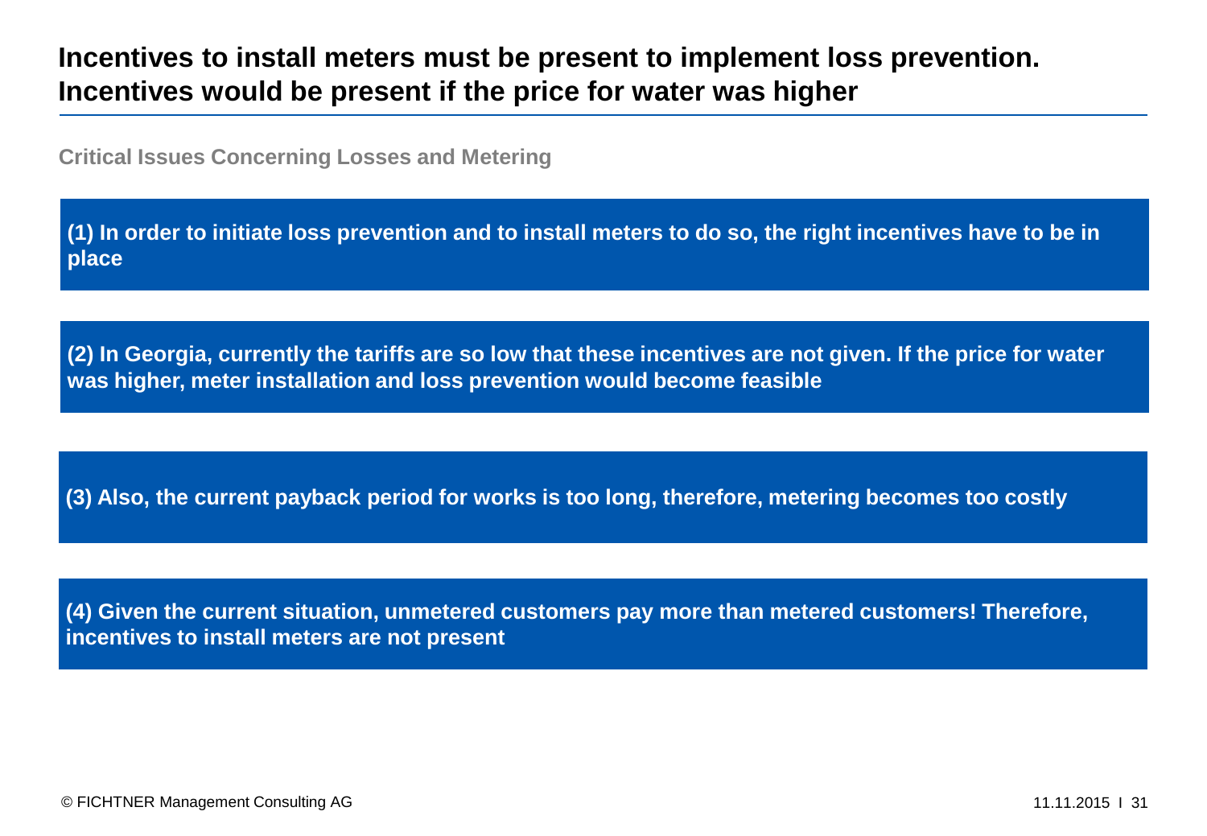# Incentives to install meters must be present to implement loss prevention. Incentives would be present if the price for water was higher

**Critical Issues Concerning Losses and Metering**

**(1) In order to initiate loss prevention and to install meters to do so, the right incentives have to be in place**

**(2) In Georgia, currently the tariffs are so low that these incentives are not given. If the price for water was higher, meter installation and loss prevention would become feasible**

**(3) Also, the current payback period for works is too long, therefore, metering becomes too costly**

**(4) Given the current situation, unmetered customers pay more than metered customers! Therefore, incentives to install meters are not present**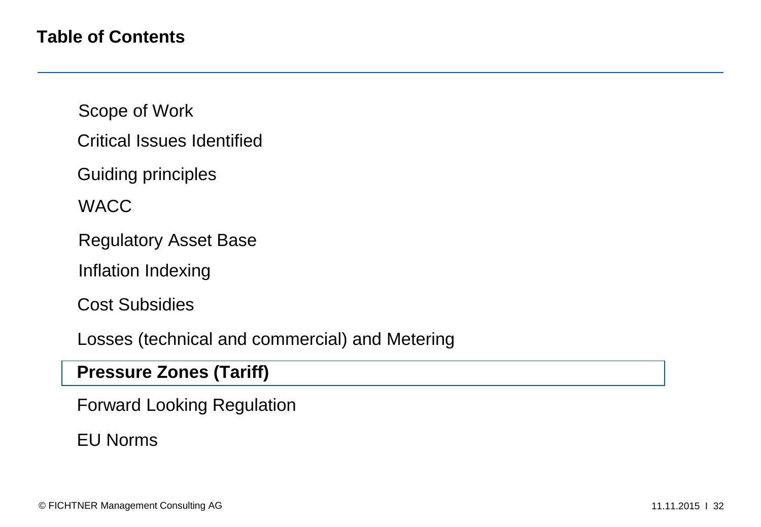# Table of Contents

- Scope of Work
- Critical Issues Identified
- Guiding principles
- WACC
- Regulatory Asset Base
- Inflation Indexing
- Cost Subsidies
- Losses (technical and commercial) and Metering
- **Pressure Zones (Tariff)**
- Forward Looking Regulation
- EU Norms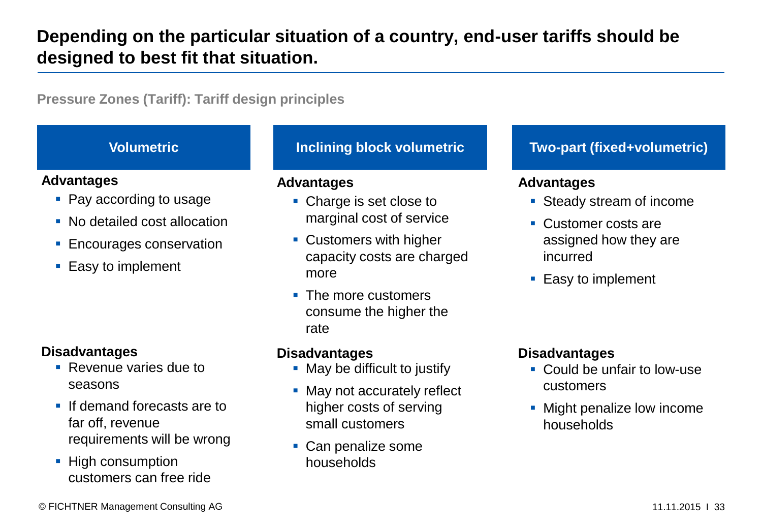# Depending on the particular situation of a country, end-user tariffs should be designed to best fit that situation.

**Pressure Zones (Tariff): Tariff design principles**

## Volumetric

**Advantages**

- Pay according to usage
- No detailed cost allocation
- Encourages conservation
- Easy to implement

**Disadvantages**

- Revenue varies due to seasons
- If demand forecasts are to far off, revenue requirements will be wrong
- High consumption customers can free ride

## Inclining block volumetric

**Advantages**

- Charge is set close to marginal cost of service
- Customers with higher capacity costs are charged more
- The more customers consume the higher the rate

**Disadvantages**

- May be difficult to justify
- May not accurately reflect higher costs of serving small customers
- Can penalize some households

## Two-part (fixed+volumetric)

**Advantages**

- Steady stream of income
- Customer costs are assigned how they are incurred
- Easy to implement

**Disadvantages**

- Could be unfair to low-use customers
- Might penalize low income households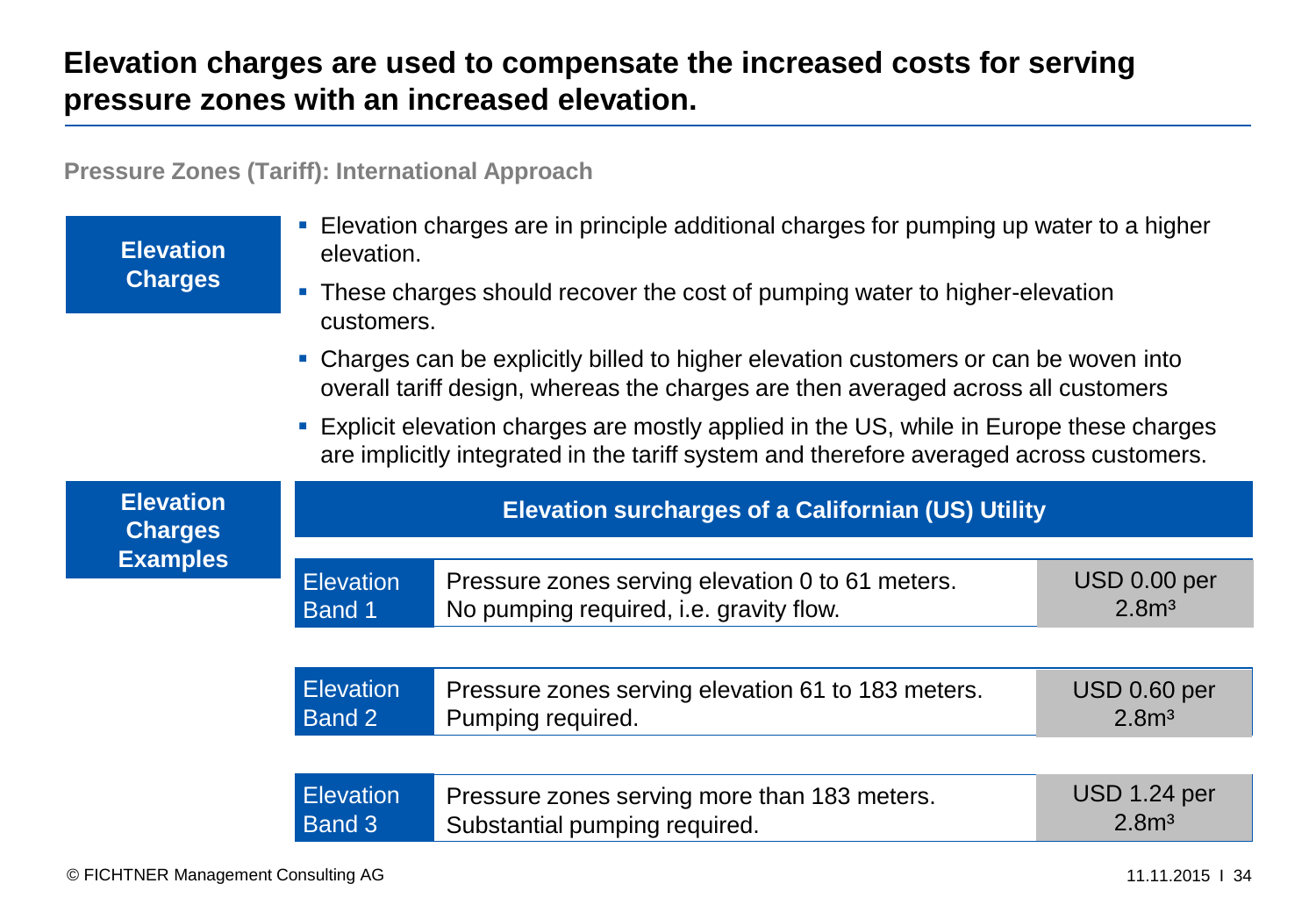# Elevation charges are used to compensate the increased costs for serving pressure zones with an increased elevation.

**Pressure Zones (Tariff): International Approach**

**Elevation Charges**

- Elevation charges are in principle additional charges for pumping up water to a higher elevation.
- These charges should recover the cost of pumping water to higher-elevation customers.
- Charges can be explicitly billed to higher elevation customers or can be woven into overall tariff design, whereas the charges are then averaged across all customers
- Explicit elevation charges are mostly applied in the US, while in Europe these charges are implicitly integrated in the tariff system and therefore averaged across customers.

**Elevation Charges Examples**

**Elevation surcharges of a Californian (US) Utility**

| Band | Description | Surcharge |
|---|---|---|
| Elevation Band 1 | Pressure zones serving elevation 0 to 61 meters. No pumping required, i.e. gravity flow. | USD 0.00 per 2.8m³ |
| Elevation Band 2 | Pressure zones serving elevation 61 to 183 meters. Pumping required. | USD 0.60 per 2.8m³ |
| Elevation Band 3 | Pressure zones serving more than 183 meters. Substantial pumping required. | USD 1.24 per 2.8m³ |

© FICHTNER Management Consulting AG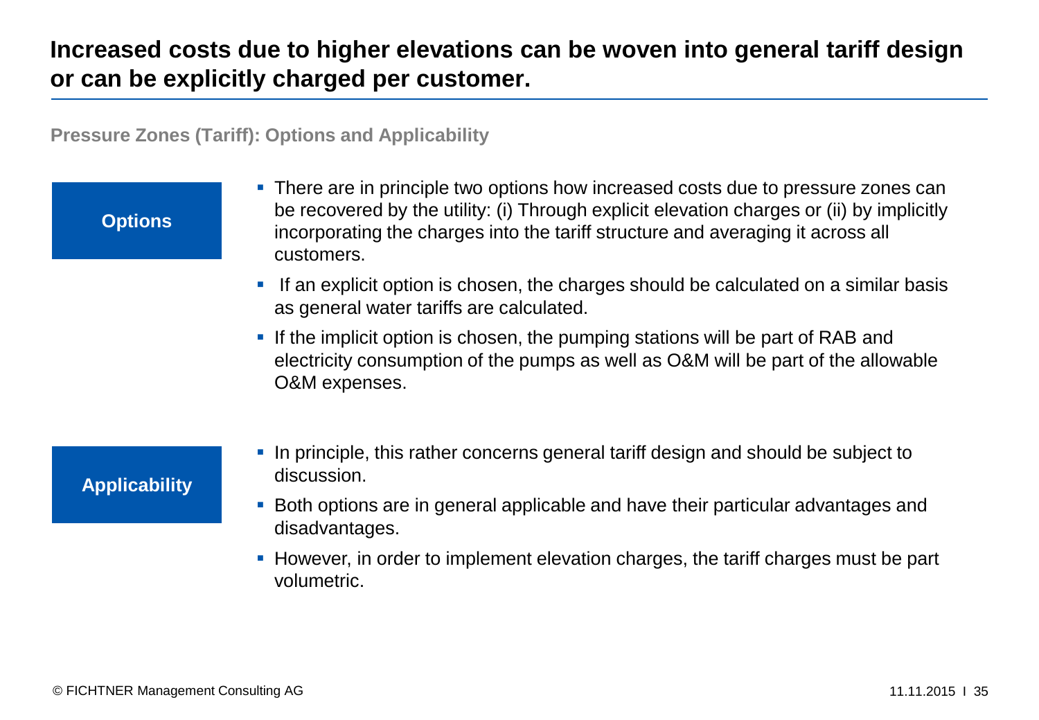# Increased costs due to higher elevations can be woven into general tariff design or can be explicitly charged per customer.

**Pressure Zones (Tariff): Options and Applicability**

**Options**

- There are in principle two options how increased costs due to pressure zones can be recovered by the utility: (i) Through explicit elevation charges or (ii) by implicitly incorporating the charges into the tariff structure and averaging it across all customers.
- If an explicit option is chosen, the charges should be calculated on a similar basis as general water tariffs are calculated.
- If the implicit option is chosen, the pumping stations will be part of RAB and electricity consumption of the pumps as well as O&M will be part of the allowable O&M expenses.

**Applicability**

- In principle, this rather concerns general tariff design and should be subject to discussion.
- Both options are in general applicable and have their particular advantages and disadvantages.
- However, in order to implement elevation charges, the tariff charges must be part volumetric.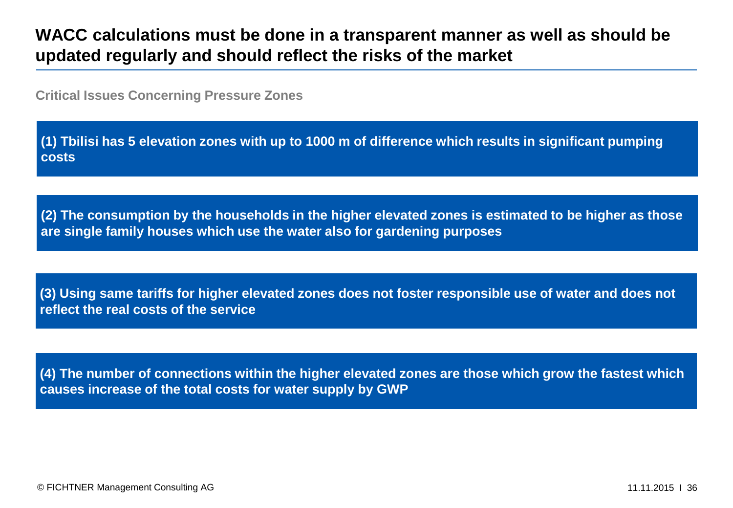# WACC calculations must be done in a transparent manner as well as should be updated regularly and should reflect the risks of the market

## Critical Issues Concerning Pressure Zones

**(1) Tbilisi has 5 elevation zones with up to 1000 m of difference which results in significant pumping costs**

**(2) The consumption by the households in the higher elevated zones is estimated to be higher as those are single family houses which use the water also for gardening purposes**

**(3) Using same tariffs for higher elevated zones does not foster responsible use of water and does not reflect the real costs of the service**

**(4) The number of connections within the higher elevated zones are those which grow the fastest which causes increase of the total costs for water supply by GWP**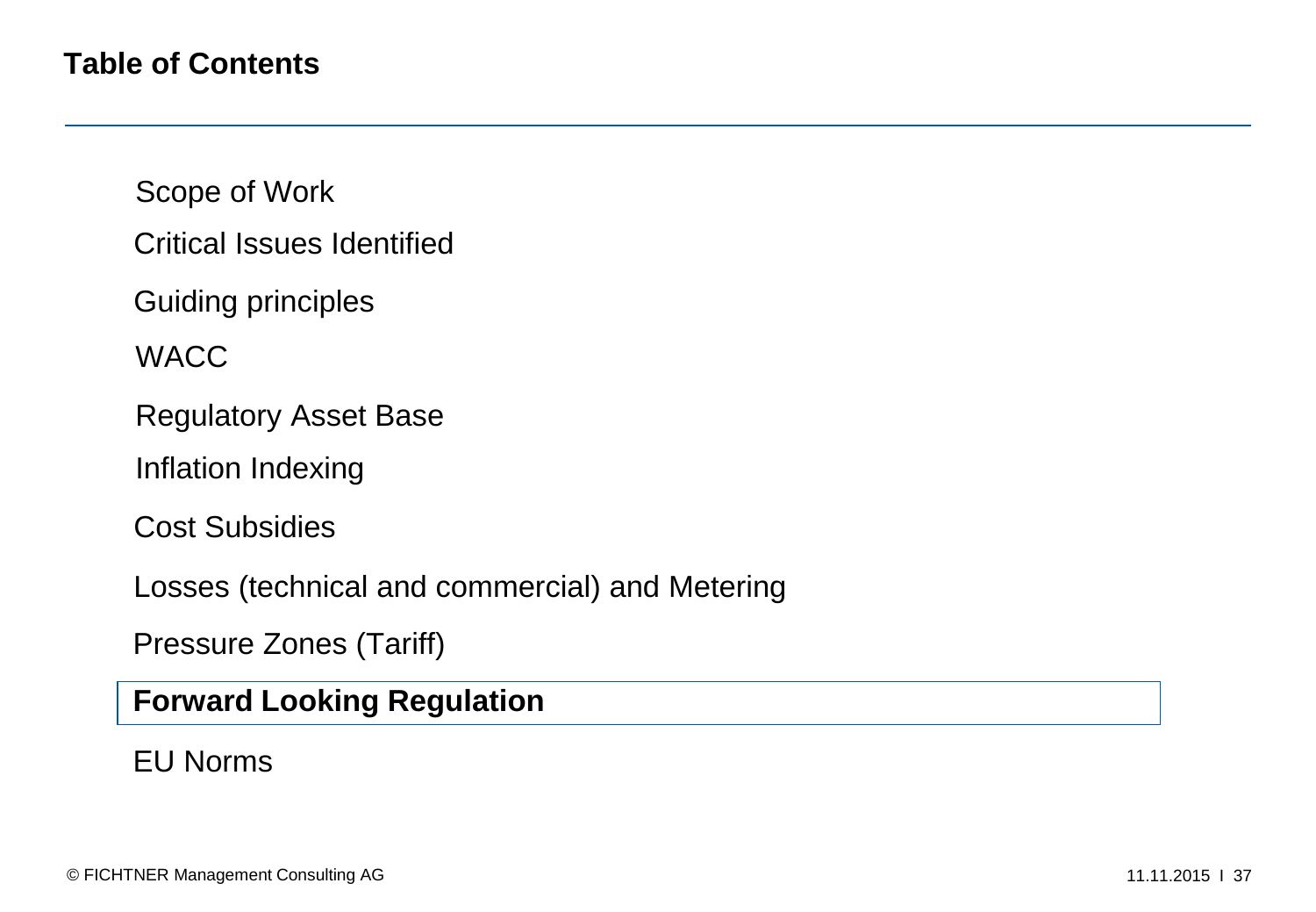# Table of Contents

- Scope of Work
- Critical Issues Identified
- Guiding principles
- WACC
- Regulatory Asset Base
- Inflation Indexing
- Cost Subsidies
- Losses (technical and commercial) and Metering
- Pressure Zones (Tariff)
- **Forward Looking Regulation**
- EU Norms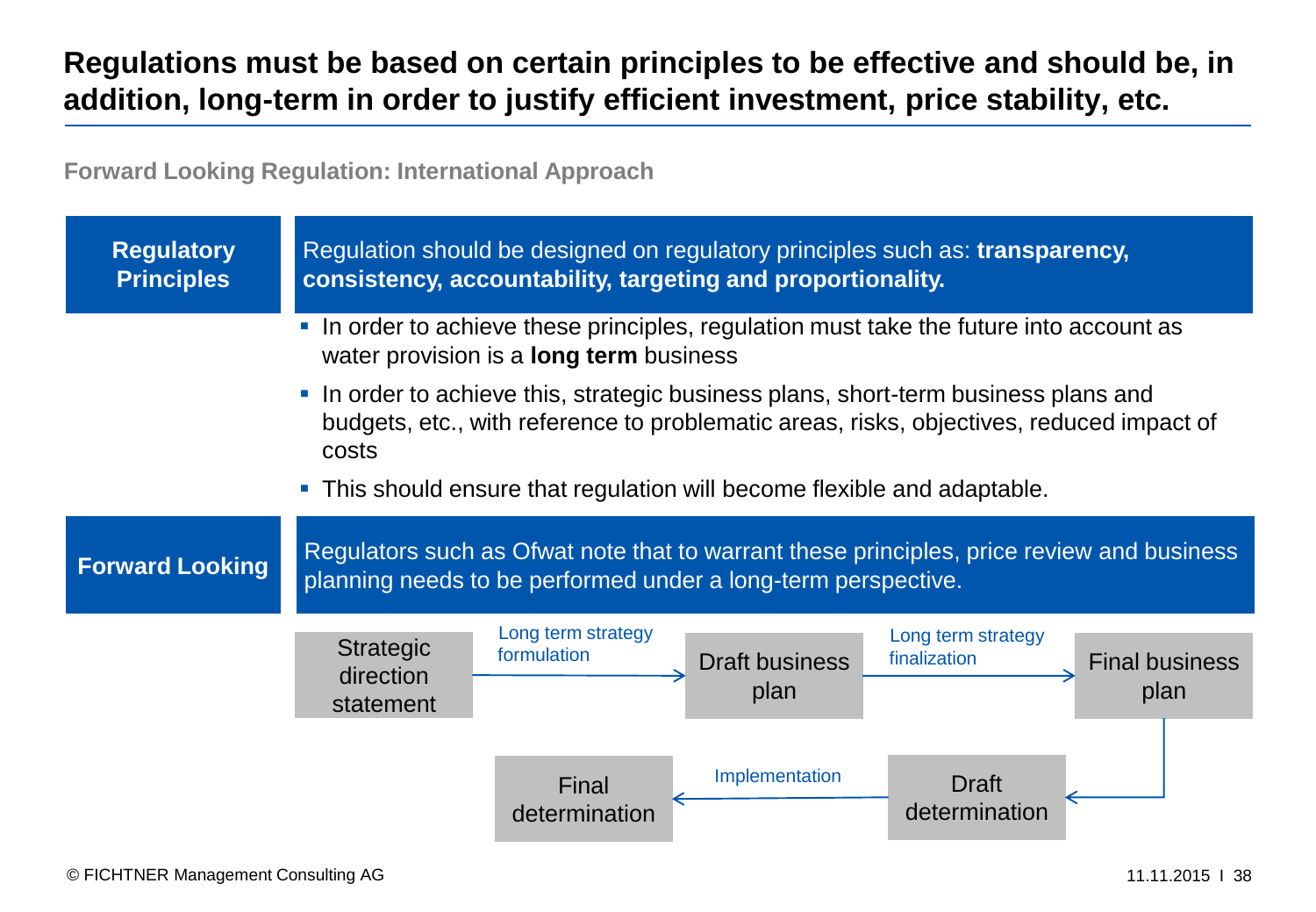# Regulations must be based on certain principles to be effective and should be, in addition, long-term in order to justify efficient investment, price stability, etc.

**Forward Looking Regulation: International Approach**

**Regulatory Principles**

Regulation should be designed on regulatory principles such as: **transparency, consistency, accountability, targeting and proportionality.**

- In order to achieve these principles, regulation must take the future into account as water provision is a **long term** business
- In order to achieve this, strategic business plans, short-term business plans and budgets, etc., with reference to problematic areas, risks, objectives, reduced impact of costs
- This should ensure that regulation will become flexible and adaptable.

**Forward Looking**

Regulators such as Ofwat note that to warrant these principles, price review and business planning needs to be performed under a long-term perspective.

Strategic direction statement → (Long term strategy formulation) → Draft business plan → (Long term strategy finalization) → Final business plan → Draft determination → (Implementation) → Final determination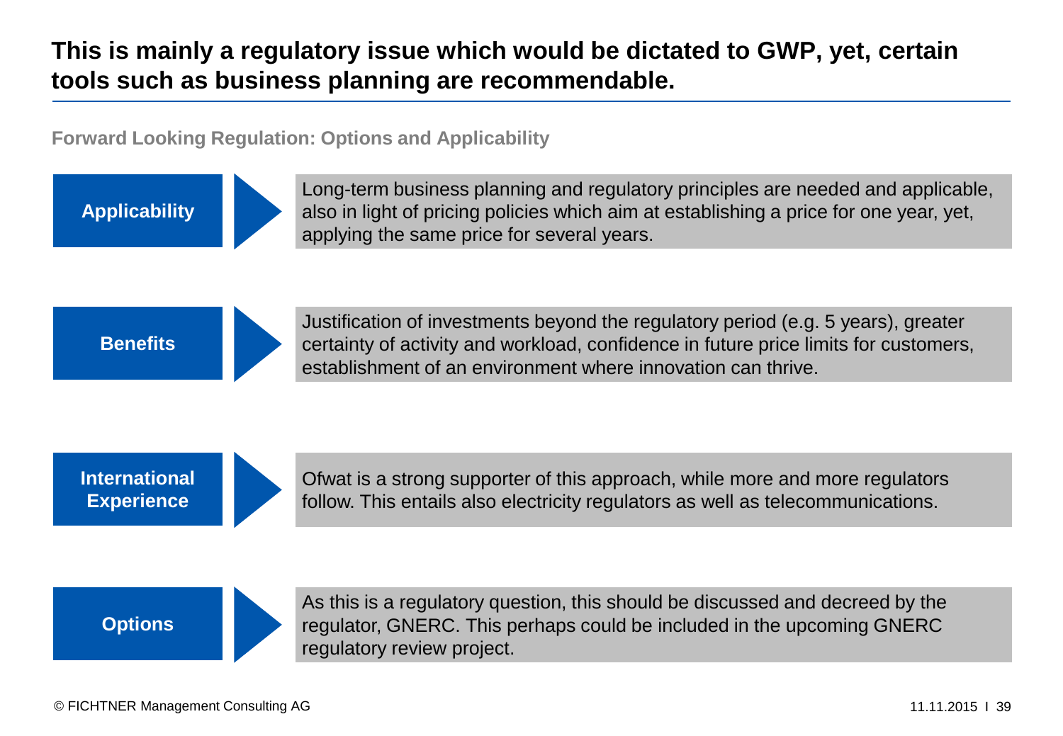# This is mainly a regulatory issue which would be dictated to GWP, yet, certain tools such as business planning are recommendable.

**Forward Looking Regulation: Options and Applicability**

**Applicability**

Long-term business planning and regulatory principles are needed and applicable, also in light of pricing policies which aim at establishing a price for one year, yet, applying the same price for several years.

**Benefits**

Justification of investments beyond the regulatory period (e.g. 5 years), greater certainty of activity and workload, confidence in future price limits for customers, establishment of an environment where innovation can thrive.

**International Experience**

Ofwat is a strong supporter of this approach, while more and more regulators follow. This entails also electricity regulators as well as telecommunications.

**Options**

As this is a regulatory question, this should be discussed and decreed by the regulator, GNERC. This perhaps could be included in the upcoming GNERC regulatory review project.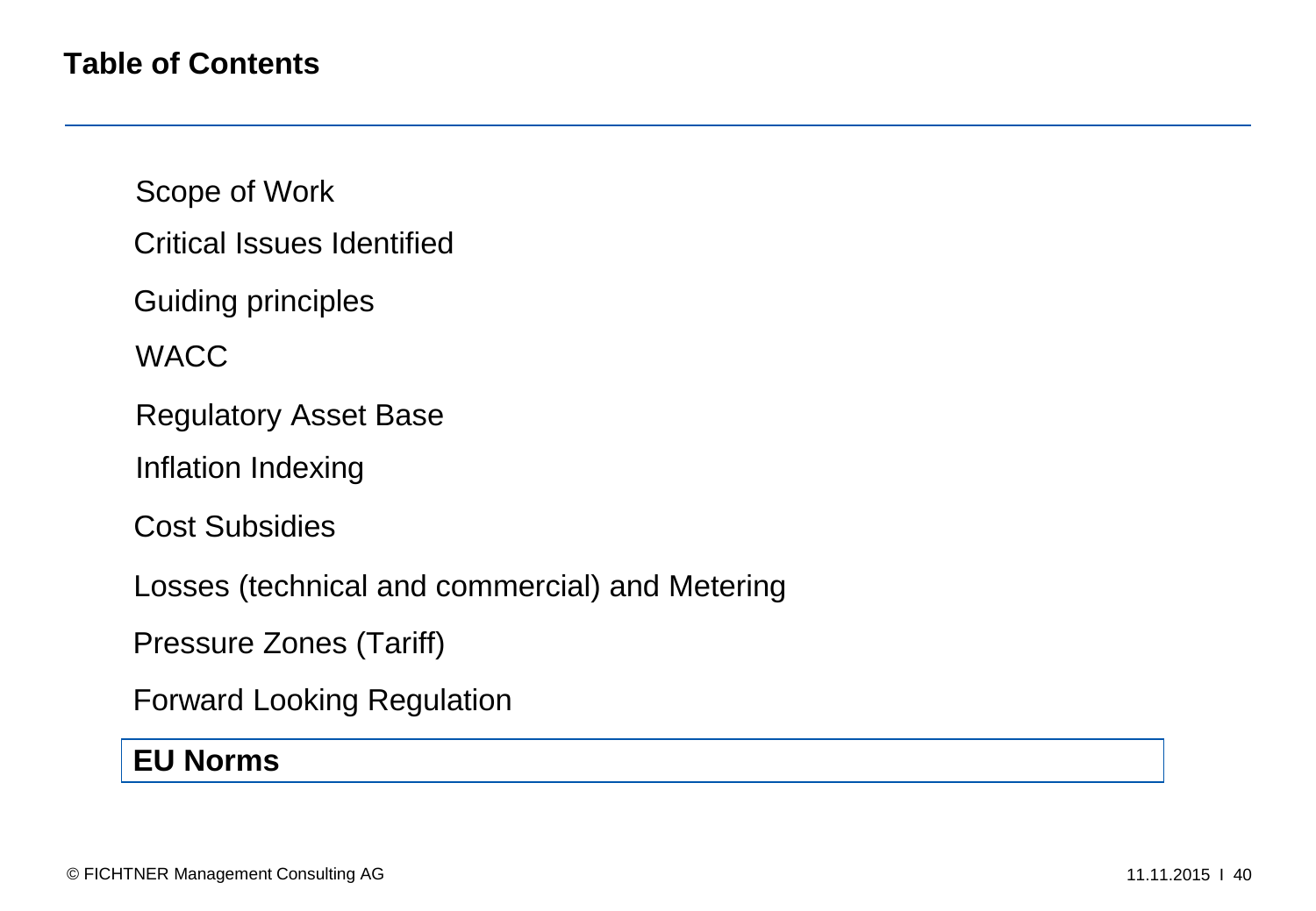## Table of Contents

- Scope of Work
- Critical Issues Identified
- Guiding principles
- WACC
- Regulatory Asset Base
- Inflation Indexing
- Cost Subsidies
- Losses (technical and commercial) and Metering
- Pressure Zones (Tariff)
- Forward Looking Regulation
- **EU Norms**

© FICHTNER Management Consulting AG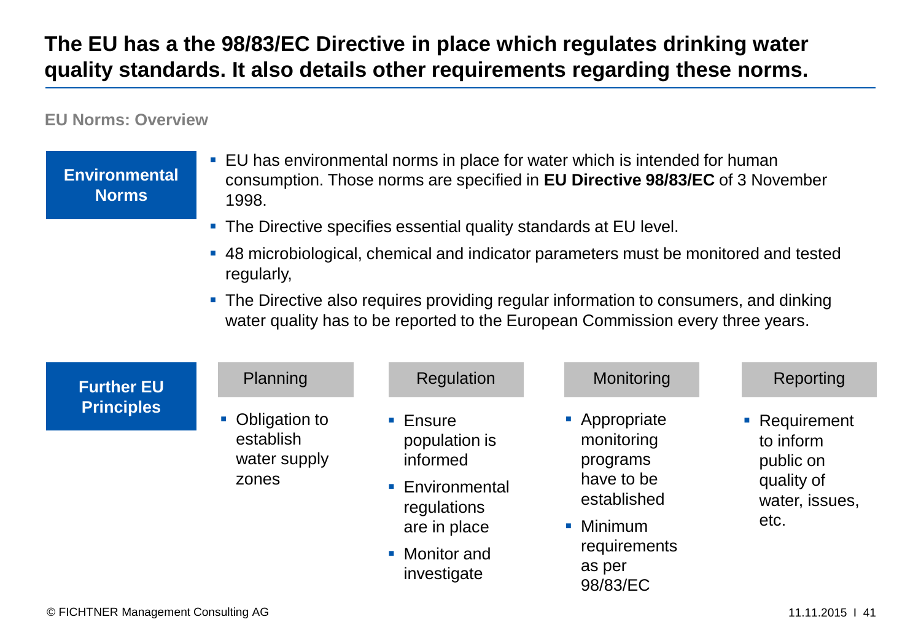# The EU has a the 98/83/EC Directive in place which regulates drinking water quality standards. It also details other requirements regarding these norms.

**EU Norms: Overview**

**Environmental Norms**

- EU has environmental norms in place for water which is intended for human consumption. Those norms are specified in **EU Directive 98/83/EC** of 3 November 1998.
- The Directive specifies essential quality standards at EU level.
- 48 microbiological, chemical and indicator parameters must be monitored and tested regularly,
- The Directive also requires providing regular information to consumers, and dinking water quality has to be reported to the European Commission every three years.

**Further EU Principles**

| Planning | Regulation | Monitoring | Reporting |
|---|---|---|---|
| ▪ Obligation to establish water supply zones | ▪ Ensure population is informed<br>▪ Environmental regulations are in place<br>▪ Monitor and investigate | ▪ Appropriate monitoring programs have to be established<br>▪ Minimum requirements as per 98/83/EC | ▪ Requirement to inform public on quality of water, issues, etc. |

© FICHTNER Management Consulting AG

11.11.2015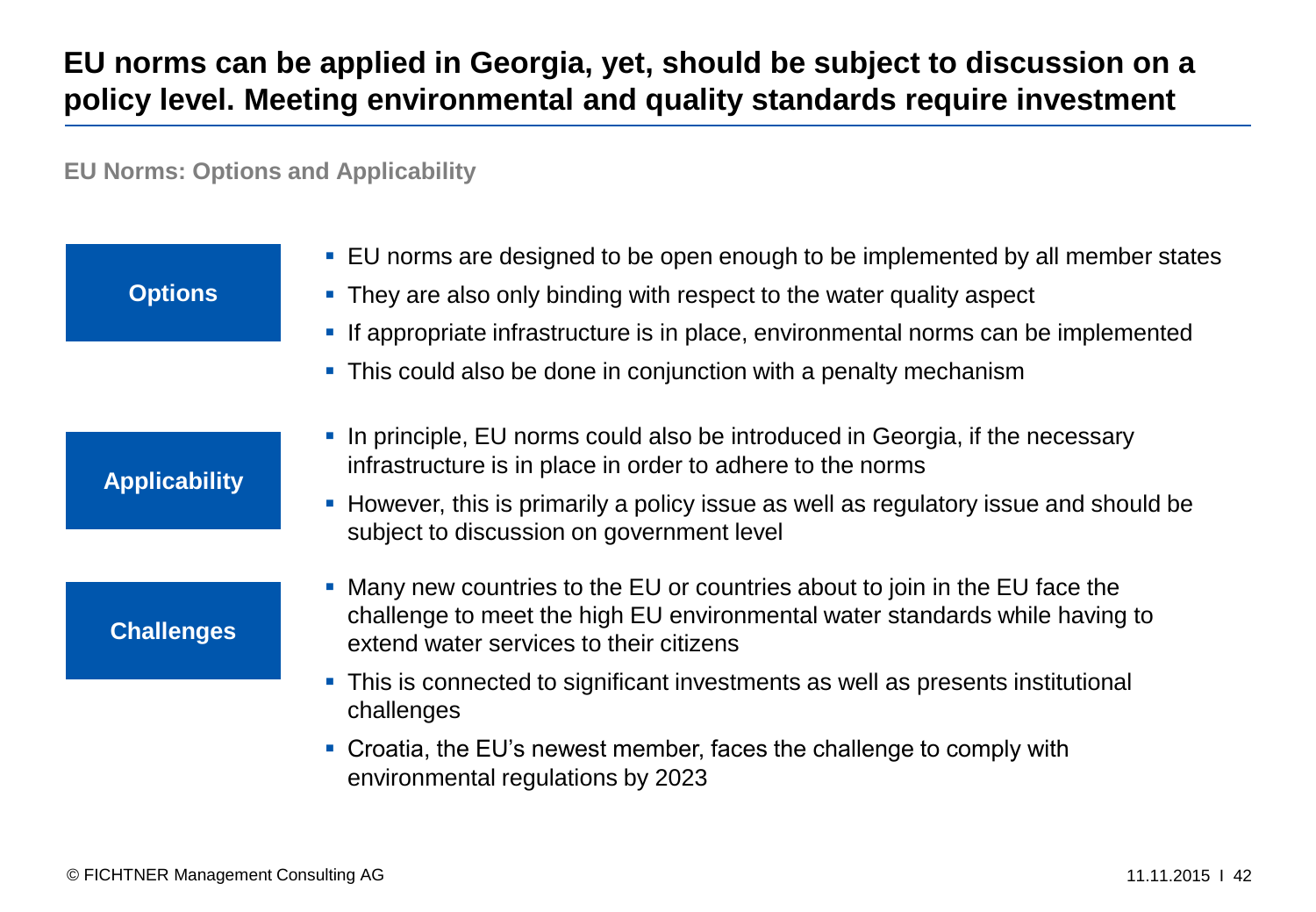# EU norms can be applied in Georgia, yet, should be subject to discussion on a policy level. Meeting environmental and quality standards require investment

**EU Norms: Options and Applicability**

**Options**

- EU norms are designed to be open enough to be implemented by all member states
- They are also only binding with respect to the water quality aspect
- If appropriate infrastructure is in place, environmental norms can be implemented
- This could also be done in conjunction with a penalty mechanism

**Applicability**

- In principle, EU norms could also be introduced in Georgia, if the necessary infrastructure is in place in order to adhere to the norms
- However, this is primarily a policy issue as well as regulatory issue and should be subject to discussion on government level

**Challenges**

- Many new countries to the EU or countries about to join in the EU face the challenge to meet the high EU environmental water standards while having to extend water services to their citizens
- This is connected to significant investments as well as presents institutional challenges
- Croatia, the EU's newest member, faces the challenge to comply with environmental regulations by 2023

© FICHTNER Management Consulting AG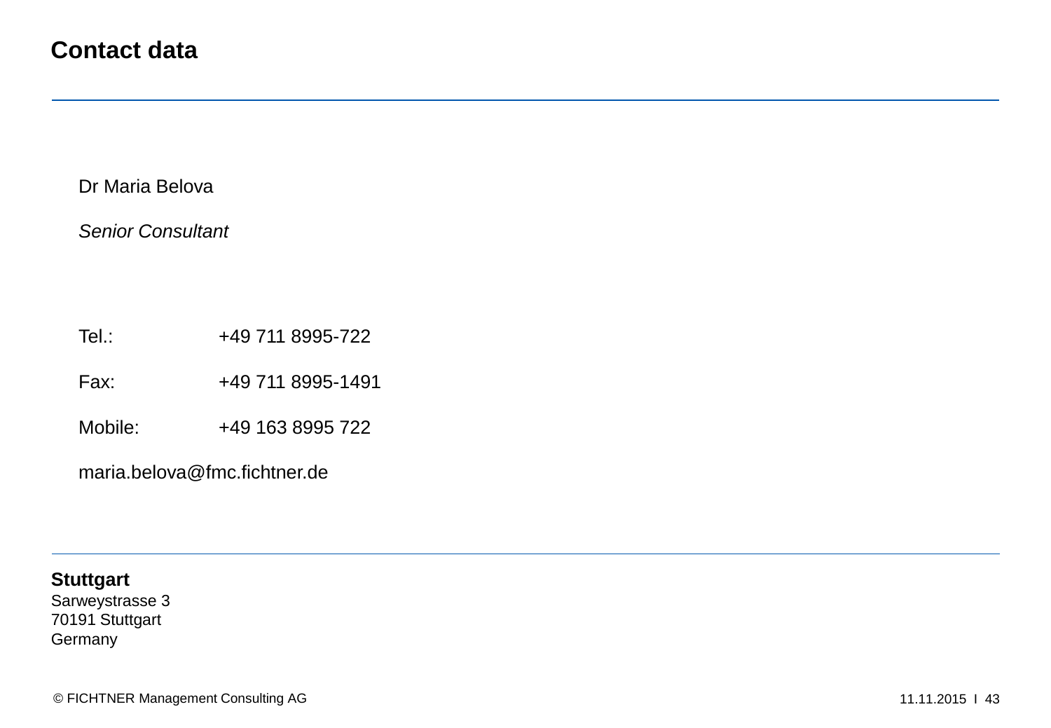# Contact data

Dr Maria Belova

*Senior Consultant*

Tel.: +49 711 8995-722

Fax: +49 711 8995-1491

Mobile: +49 163 8995 722

maria.belova@fmc.fichtner.de

**Stuttgart**
Sarweystrasse 3
70191 Stuttgart
Germany